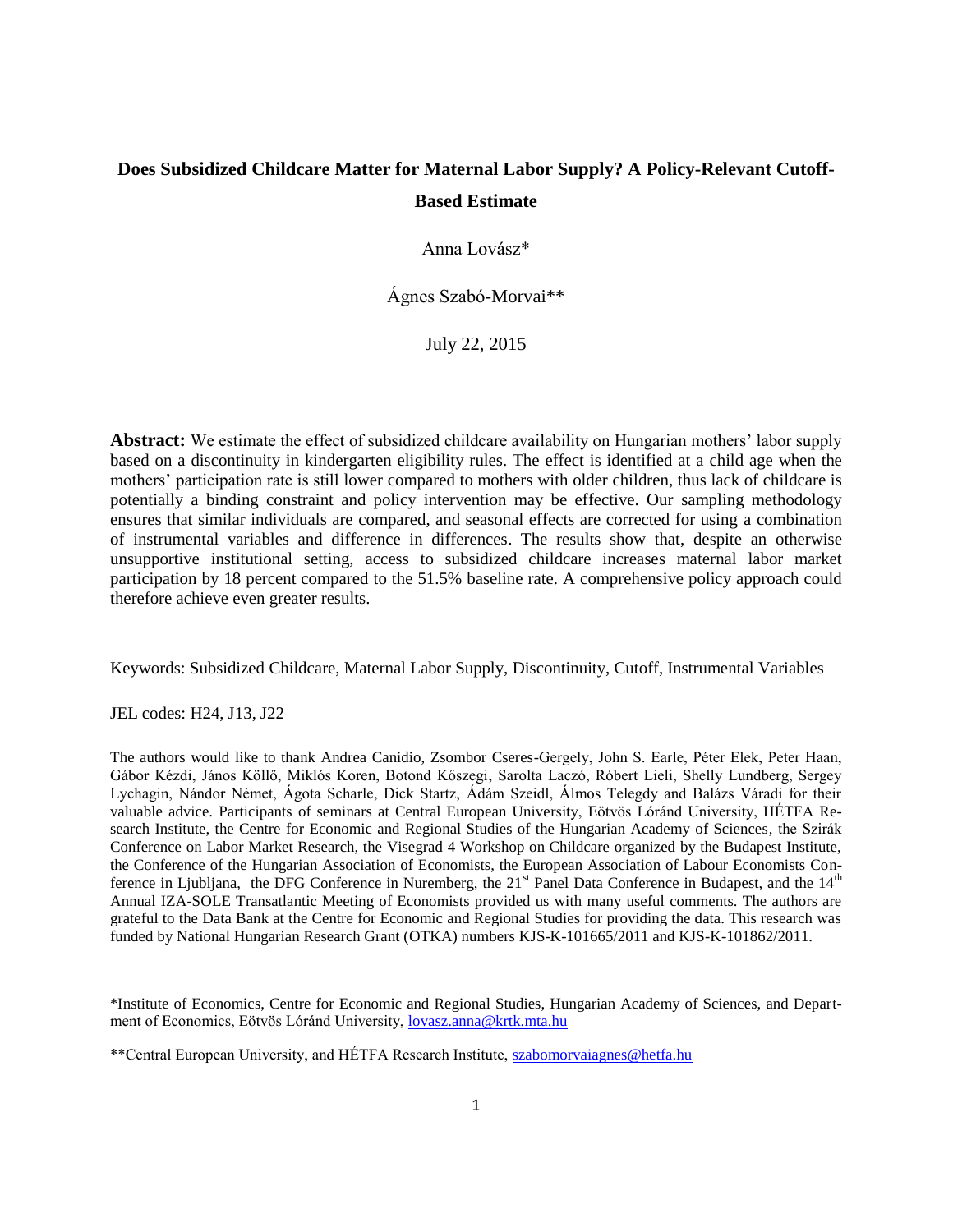# Does Subsidized Childcare Matter for Maternal Labor Supply? A Policy-Relevant Cutoff-Based Estimate

Anna Lovász*

Ágnes Szabó-Morvai**

July 22, 2015

**Abstract:** We estimate the effect of subsidized childcare availability on Hungarian mothers' labor supply based on a discontinuity in kindergarten eligibility rules. The effect is identified at a child age when the mothers' participation rate is still lower compared to mothers with older children, thus lack of childcare is potentially a binding constraint and policy intervention may be effective. Our sampling methodology ensures that similar individuals are compared, and seasonal effects are corrected for using a combination of instrumental variables and difference in differences. The results show that, despite an otherwise unsupportive institutional setting, access to subsidized childcare increases maternal labor market participation by 18 percent compared to the 51.5% baseline rate. A comprehensive policy approach could therefore achieve even greater results.

Keywords: Subsidized Childcare, Maternal Labor Supply, Discontinuity, Cutoff, Instrumental Variables

JEL codes: H24, J13, J22

The authors would like to thank Andrea Canidio, Zsombor Cseres-Gergely, John S. Earle, Péter Elek, Peter Haan, Gábor Kézdi, János Köllő, Miklós Koren, Botond Kőszegi, Sarolta Laczó, Róbert Lieli, Shelly Lundberg, Sergey Lychagin, Nándor Német, Ágota Scharle, Dick Startz, Ádám Szeidl, Álmos Telegdy and Balázs Váradi for their valuable advice. Participants of seminars at Central European University, Eötvös Lóránd University, HÉTFA Research Institute, the Centre for Economic and Regional Studies of the Hungarian Academy of Sciences, the Szirák Conference on Labor Market Research, the Visegrad 4 Workshop on Childcare organized by the Budapest Institute, the Conference of the Hungarian Association of Economists, the European Association of Labour Economists Conference in Ljubljana, the DFG Conference in Nuremberg, the 21st Panel Data Conference in Budapest, and the 14th Annual IZA-SOLE Transatlantic Meeting of Economists provided us with many useful comments. The authors are grateful to the Data Bank at the Centre for Economic and Regional Studies for providing the data. This research was funded by National Hungarian Research Grant (OTKA) numbers KJS-K-101665/2011 and KJS-K-101862/2011.

*Institute of Economics, Centre for Economic and Regional Studies, Hungarian Academy of Sciences, and Department of Economics, Eötvös Lóránd University, lovasz.anna@krtk.mta.hu

**Central European University, and HÉTFA Research Institute, szabomorvaiagnes@hetfa.hu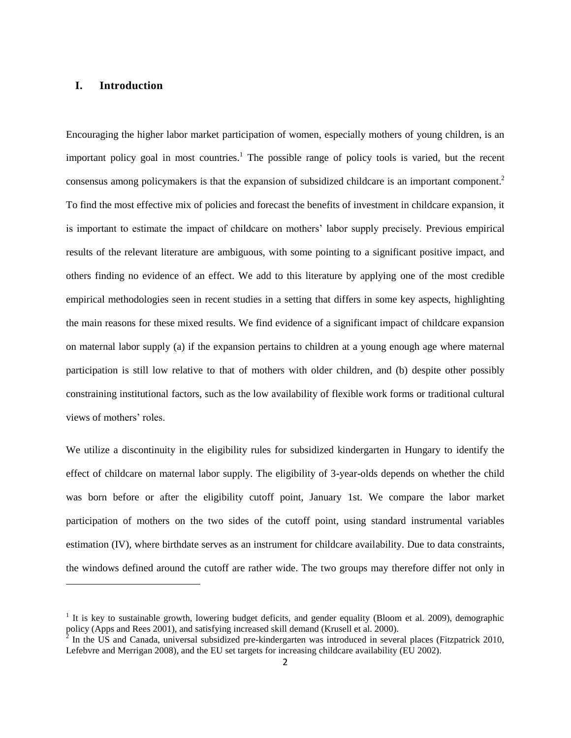## I. Introduction

Encouraging the higher labor market participation of women, especially mothers of young children, is an important policy goal in most countries.[1] The possible range of policy tools is varied, but the recent consensus among policymakers is that the expansion of subsidized childcare is an important component.[2] To find the most effective mix of policies and forecast the benefits of investment in childcare expansion, it is important to estimate the impact of childcare on mothers' labor supply precisely. Previous empirical results of the relevant literature are ambiguous, with some pointing to a significant positive impact, and others finding no evidence of an effect. We add to this literature by applying one of the most credible empirical methodologies seen in recent studies in a setting that differs in some key aspects, highlighting the main reasons for these mixed results. We find evidence of a significant impact of childcare expansion on maternal labor supply (a) if the expansion pertains to children at a young enough age where maternal participation is still low relative to that of mothers with older children, and (b) despite other possibly constraining institutional factors, such as the low availability of flexible work forms or traditional cultural views of mothers' roles.

We utilize a discontinuity in the eligibility rules for subsidized kindergarten in Hungary to identify the effect of childcare on maternal labor supply. The eligibility of 3-year-olds depends on whether the child was born before or after the eligibility cutoff point, January 1st. We compare the labor market participation of mothers on the two sides of the cutoff point, using standard instrumental variables estimation (IV), where birthdate serves as an instrument for childcare availability. Due to data constraints, the windows defined around the cutoff are rather wide. The two groups may therefore differ not only in

[1] It is key to sustainable growth, lowering budget deficits, and gender equality (Bloom et al. 2009), demographic policy (Apps and Rees 2001), and satisfying increased skill demand (Krusell et al. 2000).

[2] In the US and Canada, universal subsidized pre-kindergarten was introduced in several places (Fitzpatrick 2010, Lefebvre and Merrigan 2008), and the EU set targets for increasing childcare availability (EU 2002).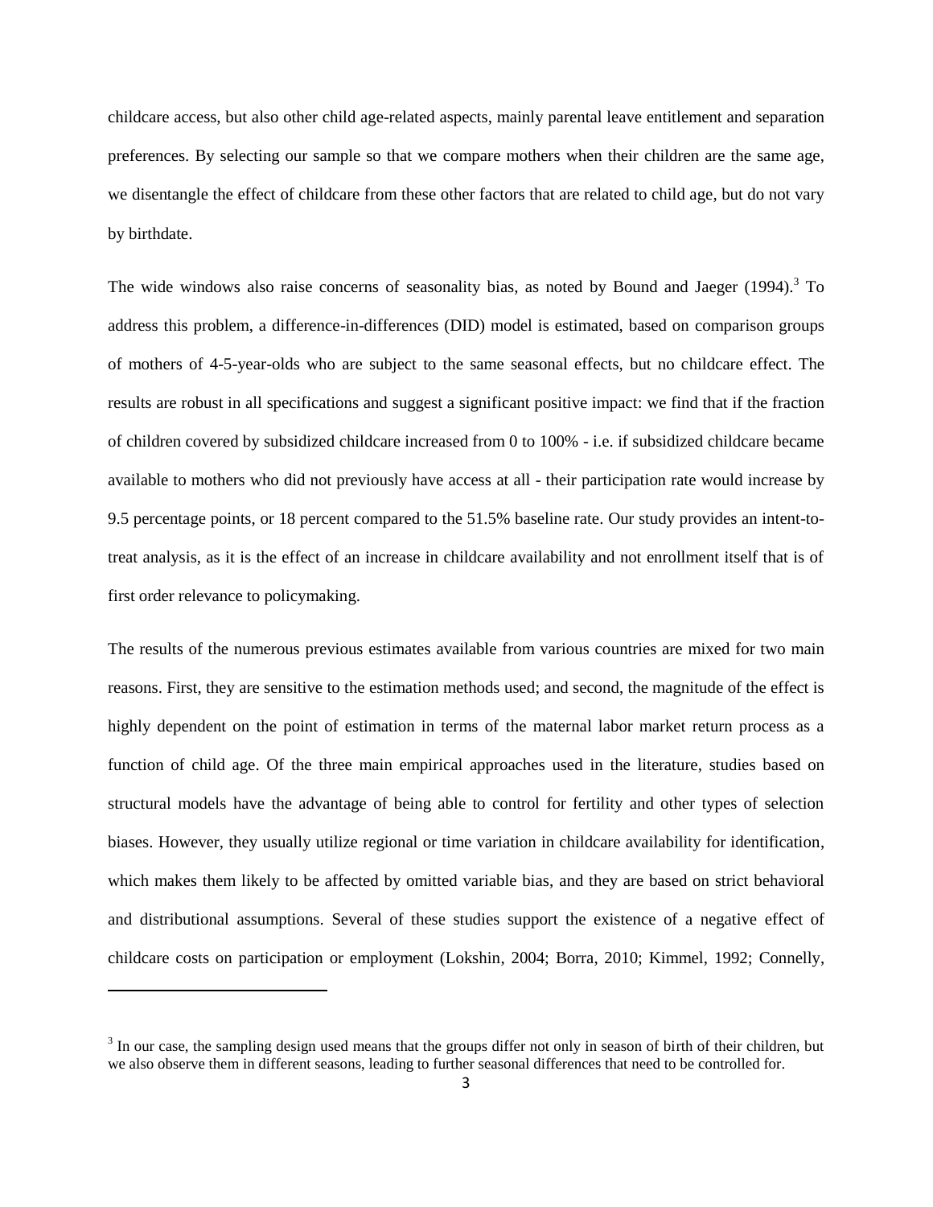childcare access, but also other child age-related aspects, mainly parental leave entitlement and separation preferences. By selecting our sample so that we compare mothers when their children are the same age, we disentangle the effect of childcare from these other factors that are related to child age, but do not vary by birthdate.

The wide windows also raise concerns of seasonality bias, as noted by Bound and Jaeger (1994).[3] To address this problem, a difference-in-differences (DID) model is estimated, based on comparison groups of mothers of 4-5-year-olds who are subject to the same seasonal effects, but no childcare effect. The results are robust in all specifications and suggest a significant positive impact: we find that if the fraction of children covered by subsidized childcare increased from 0 to 100% - i.e. if subsidized childcare became available to mothers who did not previously have access at all - their participation rate would increase by 9.5 percentage points, or 18 percent compared to the 51.5% baseline rate. Our study provides an intent-to-treat analysis, as it is the effect of an increase in childcare availability and not enrollment itself that is of first order relevance to policymaking.

The results of the numerous previous estimates available from various countries are mixed for two main reasons. First, they are sensitive to the estimation methods used; and second, the magnitude of the effect is highly dependent on the point of estimation in terms of the maternal labor market return process as a function of child age. Of the three main empirical approaches used in the literature, studies based on structural models have the advantage of being able to control for fertility and other types of selection biases. However, they usually utilize regional or time variation in childcare availability for identification, which makes them likely to be affected by omitted variable bias, and they are based on strict behavioral and distributional assumptions. Several of these studies support the existence of a negative effect of childcare costs on participation or employment (Lokshin, 2004; Borra, 2010; Kimmel, 1992; Connelly,

[3] In our case, the sampling design used means that the groups differ not only in season of birth of their children, but we also observe them in different seasons, leading to further seasonal differences that need to be controlled for.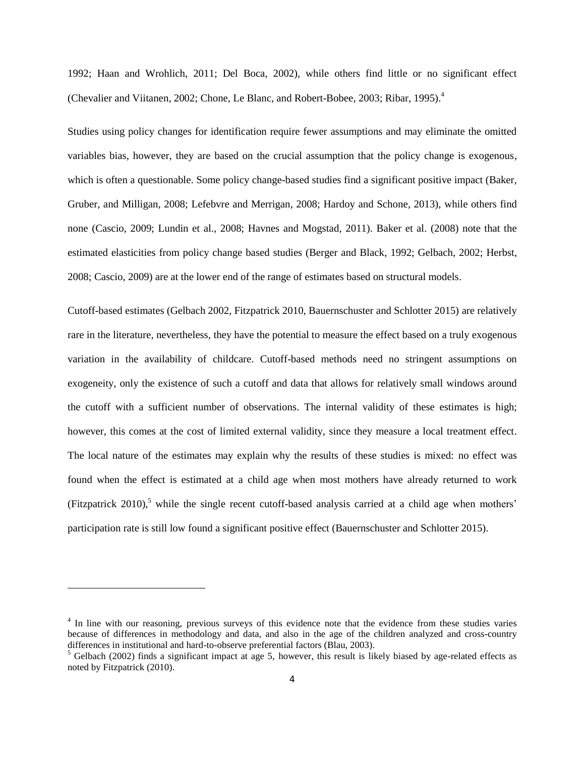1992; Haan and Wrohlich, 2011; Del Boca, 2002), while others find little or no significant effect (Chevalier and Viitanen, 2002; Chone, Le Blanc, and Robert-Bobee, 2003; Ribar, 1995).[4]

Studies using policy changes for identification require fewer assumptions and may eliminate the omitted variables bias, however, they are based on the crucial assumption that the policy change is exogenous, which is often a questionable. Some policy change-based studies find a significant positive impact (Baker, Gruber, and Milligan, 2008; Lefebvre and Merrigan, 2008; Hardoy and Schone, 2013), while others find none (Cascio, 2009; Lundin et al., 2008; Havnes and Mogstad, 2011). Baker et al. (2008) note that the estimated elasticities from policy change based studies (Berger and Black, 1992; Gelbach, 2002; Herbst, 2008; Cascio, 2009) are at the lower end of the range of estimates based on structural models.

Cutoff-based estimates (Gelbach 2002, Fitzpatrick 2010, Bauernschuster and Schlotter 2015) are relatively rare in the literature, nevertheless, they have the potential to measure the effect based on a truly exogenous variation in the availability of childcare. Cutoff-based methods need no stringent assumptions on exogeneity, only the existence of such a cutoff and data that allows for relatively small windows around the cutoff with a sufficient number of observations. The internal validity of these estimates is high; however, this comes at the cost of limited external validity, since they measure a local treatment effect. The local nature of the estimates may explain why the results of these studies is mixed: no effect was found when the effect is estimated at a child age when most mothers have already returned to work (Fitzpatrick 2010),[5] while the single recent cutoff-based analysis carried at a child age when mothers' participation rate is still low found a significant positive effect (Bauernschuster and Schlotter 2015).

[4] In line with our reasoning, previous surveys of this evidence note that the evidence from these studies varies because of differences in methodology and data, and also in the age of the children analyzed and cross-country differences in institutional and hard-to-observe preferential factors (Blau, 2003).

[5] Gelbach (2002) finds a significant impact at age 5, however, this result is likely biased by age-related effects as noted by Fitzpatrick (2010).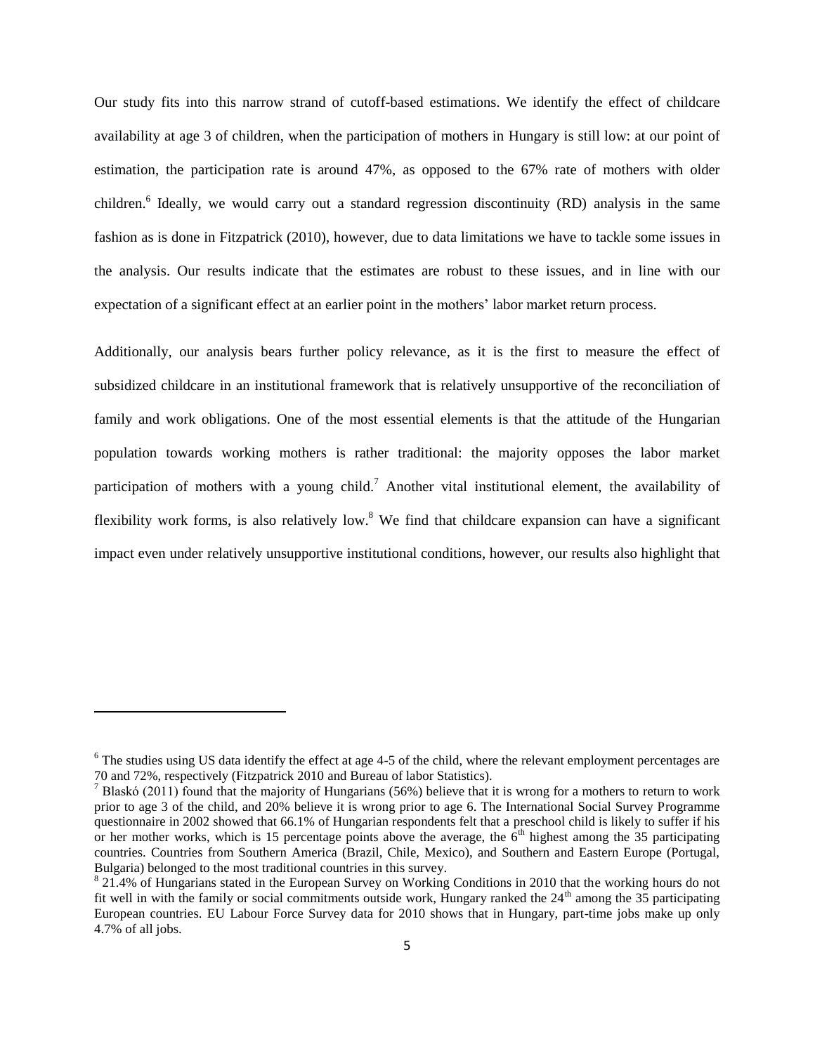Our study fits into this narrow strand of cutoff-based estimations. We identify the effect of childcare availability at age 3 of children, when the participation of mothers in Hungary is still low: at our point of estimation, the participation rate is around 47%, as opposed to the 67% rate of mothers with older children.[6] Ideally, we would carry out a standard regression discontinuity (RD) analysis in the same fashion as is done in Fitzpatrick (2010), however, due to data limitations we have to tackle some issues in the analysis. Our results indicate that the estimates are robust to these issues, and in line with our expectation of a significant effect at an earlier point in the mothers' labor market return process.

Additionally, our analysis bears further policy relevance, as it is the first to measure the effect of subsidized childcare in an institutional framework that is relatively unsupportive of the reconciliation of family and work obligations. One of the most essential elements is that the attitude of the Hungarian population towards working mothers is rather traditional: the majority opposes the labor market participation of mothers with a young child.[7] Another vital institutional element, the availability of flexibility work forms, is also relatively low.[8] We find that childcare expansion can have a significant impact even under relatively unsupportive institutional conditions, however, our results also highlight that

[6] The studies using US data identify the effect at age 4-5 of the child, where the relevant employment percentages are 70 and 72%, respectively (Fitzpatrick 2010 and Bureau of labor Statistics).

[7] Blaskó (2011) found that the majority of Hungarians (56%) believe that it is wrong for a mothers to return to work prior to age 3 of the child, and 20% believe it is wrong prior to age 6. The International Social Survey Programme questionnaire in 2002 showed that 66.1% of Hungarian respondents felt that a preschool child is likely to suffer if his or her mother works, which is 15 percentage points above the average, the 6th highest among the 35 participating countries. Countries from Southern America (Brazil, Chile, Mexico), and Southern and Eastern Europe (Portugal, Bulgaria) belonged to the most traditional countries in this survey.

[8] 21.4% of Hungarians stated in the European Survey on Working Conditions in 2010 that the working hours do not fit well in with the family or social commitments outside work, Hungary ranked the 24th among the 35 participating European countries. EU Labour Force Survey data for 2010 shows that in Hungary, part-time jobs make up only 4.7% of all jobs.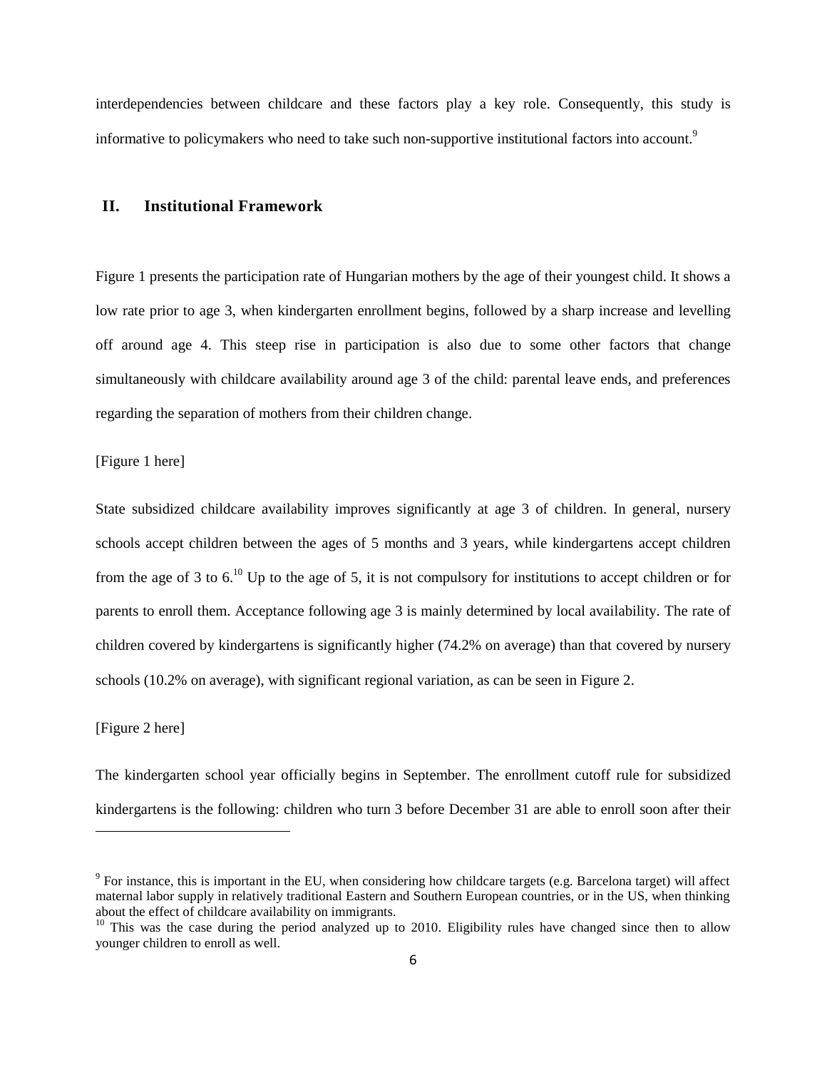interdependencies between childcare and these factors play a key role. Consequently, this study is informative to policymakers who need to take such non-supportive institutional factors into account.[9]

## II. Institutional Framework

Figure 1 presents the participation rate of Hungarian mothers by the age of their youngest child. It shows a low rate prior to age 3, when kindergarten enrollment begins, followed by a sharp increase and levelling off around age 4. This steep rise in participation is also due to some other factors that change simultaneously with childcare availability around age 3 of the child: parental leave ends, and preferences regarding the separation of mothers from their children change.

[Figure 1 here]

State subsidized childcare availability improves significantly at age 3 of children. In general, nursery schools accept children between the ages of 5 months and 3 years, while kindergartens accept children from the age of 3 to 6.[10] Up to the age of 5, it is not compulsory for institutions to accept children or for parents to enroll them. Acceptance following age 3 is mainly determined by local availability. The rate of children covered by kindergartens is significantly higher (74.2% on average) than that covered by nursery schools (10.2% on average), with significant regional variation, as can be seen in Figure 2.

[Figure 2 here]

The kindergarten school year officially begins in September. The enrollment cutoff rule for subsidized kindergartens is the following: children who turn 3 before December 31 are able to enroll soon after their

---

[9] For instance, this is important in the EU, when considering how childcare targets (e.g. Barcelona target) will affect maternal labor supply in relatively traditional Eastern and Southern European countries, or in the US, when thinking about the effect of childcare availability on immigrants.

[10] This was the case during the period analyzed up to 2010. Eligibility rules have changed since then to allow younger children to enroll as well.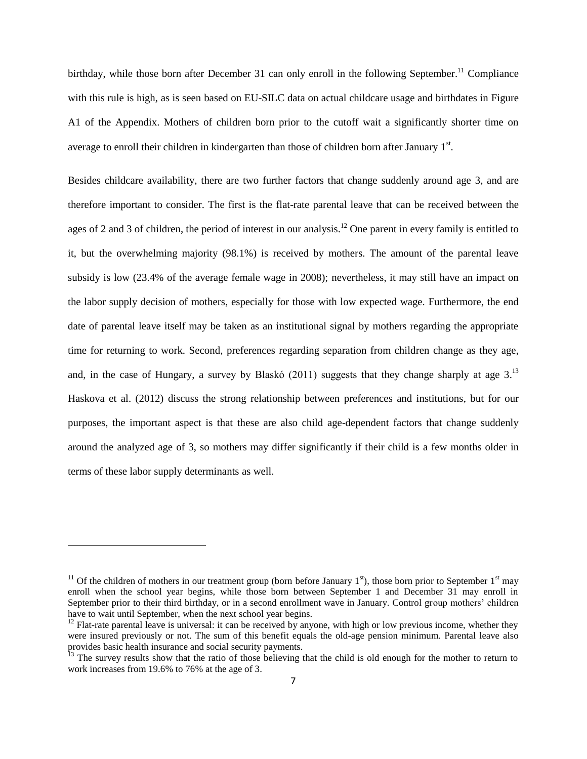birthday, while those born after December 31 can only enroll in the following September.[11] Compliance with this rule is high, as is seen based on EU-SILC data on actual childcare usage and birthdates in Figure A1 of the Appendix. Mothers of children born prior to the cutoff wait a significantly shorter time on average to enroll their children in kindergarten than those of children born after January 1st.

Besides childcare availability, there are two further factors that change suddenly around age 3, and are therefore important to consider. The first is the flat-rate parental leave that can be received between the ages of 2 and 3 of children, the period of interest in our analysis.[12] One parent in every family is entitled to it, but the overwhelming majority (98.1%) is received by mothers. The amount of the parental leave subsidy is low (23.4% of the average female wage in 2008); nevertheless, it may still have an impact on the labor supply decision of mothers, especially for those with low expected wage. Furthermore, the end date of parental leave itself may be taken as an institutional signal by mothers regarding the appropriate time for returning to work. Second, preferences regarding separation from children change as they age, and, in the case of Hungary, a survey by Blaskó (2011) suggests that they change sharply at age 3.[13] Haskova et al. (2012) discuss the strong relationship between preferences and institutions, but for our purposes, the important aspect is that these are also child age-dependent factors that change suddenly around the analyzed age of 3, so mothers may differ significantly if their child is a few months older in terms of these labor supply determinants as well.

---

[11] Of the children of mothers in our treatment group (born before January 1st), those born prior to September 1st may enroll when the school year begins, while those born between September 1 and December 31 may enroll in September prior to their third birthday, or in a second enrollment wave in January. Control group mothers' children have to wait until September, when the next school year begins.

[12] Flat-rate parental leave is universal: it can be received by anyone, with high or low previous income, whether they were insured previously or not. The sum of this benefit equals the old-age pension minimum. Parental leave also provides basic health insurance and social security payments.

[13] The survey results show that the ratio of those believing that the child is old enough for the mother to return to work increases from 19.6% to 76% at the age of 3.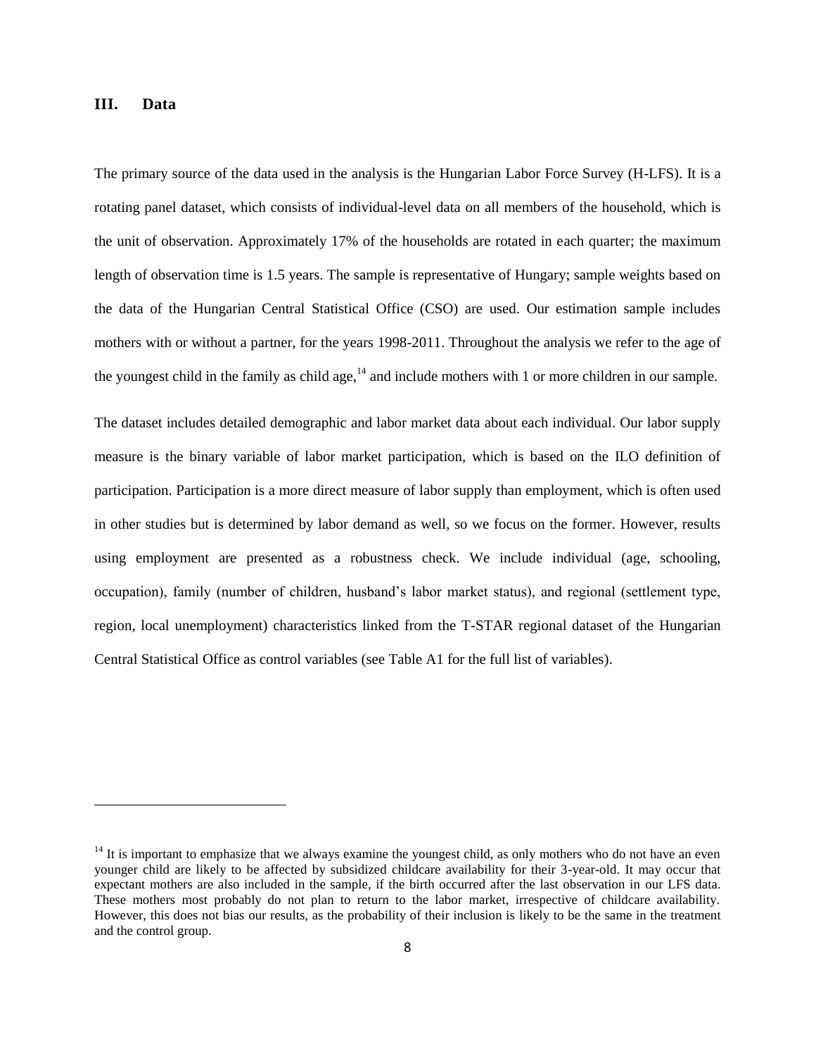## III. Data

The primary source of the data used in the analysis is the Hungarian Labor Force Survey (H-LFS). It is a rotating panel dataset, which consists of individual-level data on all members of the household, which is the unit of observation. Approximately 17% of the households are rotated in each quarter; the maximum length of observation time is 1.5 years. The sample is representative of Hungary; sample weights based on the data of the Hungarian Central Statistical Office (CSO) are used. Our estimation sample includes mothers with or without a partner, for the years 1998-2011. Throughout the analysis we refer to the age of the youngest child in the family as child age,[14] and include mothers with 1 or more children in our sample.

The dataset includes detailed demographic and labor market data about each individual. Our labor supply measure is the binary variable of labor market participation, which is based on the ILO definition of participation. Participation is a more direct measure of labor supply than employment, which is often used in other studies but is determined by labor demand as well, so we focus on the former. However, results using employment are presented as a robustness check. We include individual (age, schooling, occupation), family (number of children, husband's labor market status), and regional (settlement type, region, local unemployment) characteristics linked from the T-STAR regional dataset of the Hungarian Central Statistical Office as control variables (see Table A1 for the full list of variables).

[14] It is important to emphasize that we always examine the youngest child, as only mothers who do not have an even younger child are likely to be affected by subsidized childcare availability for their 3-year-old. It may occur that expectant mothers are also included in the sample, if the birth occurred after the last observation in our LFS data. These mothers most probably do not plan to return to the labor market, irrespective of childcare availability. However, this does not bias our results, as the probability of their inclusion is likely to be the same in the treatment and the control group.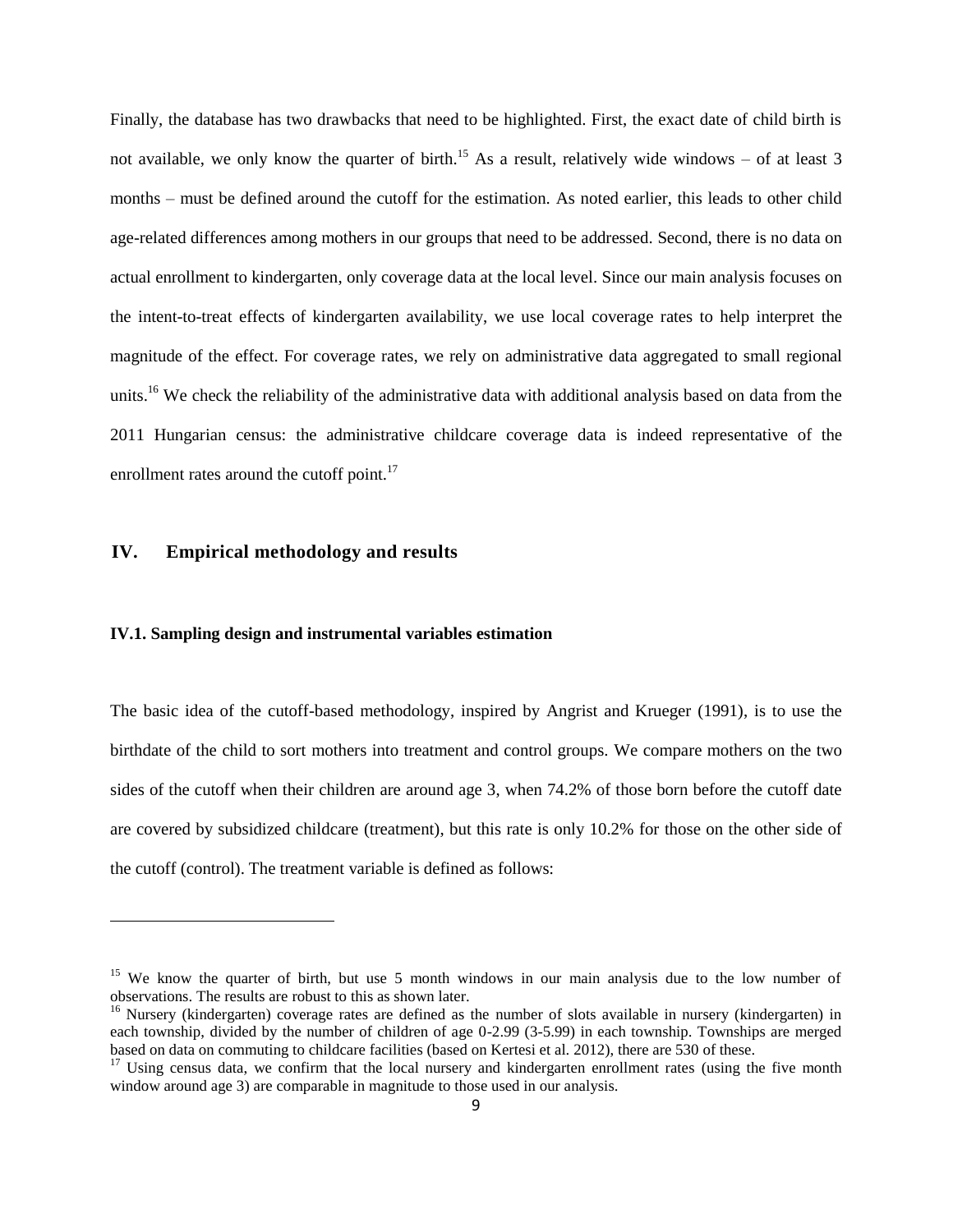Finally, the database has two drawbacks that need to be highlighted. First, the exact date of child birth is not available, we only know the quarter of birth.[15] As a result, relatively wide windows – of at least 3 months – must be defined around the cutoff for the estimation. As noted earlier, this leads to other child age-related differences among mothers in our groups that need to be addressed. Second, there is no data on actual enrollment to kindergarten, only coverage data at the local level. Since our main analysis focuses on the intent-to-treat effects of kindergarten availability, we use local coverage rates to help interpret the magnitude of the effect. For coverage rates, we rely on administrative data aggregated to small regional units.[16] We check the reliability of the administrative data with additional analysis based on data from the 2011 Hungarian census: the administrative childcare coverage data is indeed representative of the enrollment rates around the cutoff point.[17]

## IV. Empirical methodology and results

### IV.1. Sampling design and instrumental variables estimation

The basic idea of the cutoff-based methodology, inspired by Angrist and Krueger (1991), is to use the birthdate of the child to sort mothers into treatment and control groups. We compare mothers on the two sides of the cutoff when their children are around age 3, when 74.2% of those born before the cutoff date are covered by subsidized childcare (treatment), but this rate is only 10.2% for those on the other side of the cutoff (control). The treatment variable is defined as follows:

---

[15] We know the quarter of birth, but use 5 month windows in our main analysis due to the low number of observations. The results are robust to this as shown later.

[16] Nursery (kindergarten) coverage rates are defined as the number of slots available in nursery (kindergarten) in each township, divided by the number of children of age 0-2.99 (3-5.99) in each township. Townships are merged based on data on commuting to childcare facilities (based on Kertesi et al. 2012), there are 530 of these.

[17] Using census data, we confirm that the local nursery and kindergarten enrollment rates (using the five month window around age 3) are comparable in magnitude to those used in our analysis.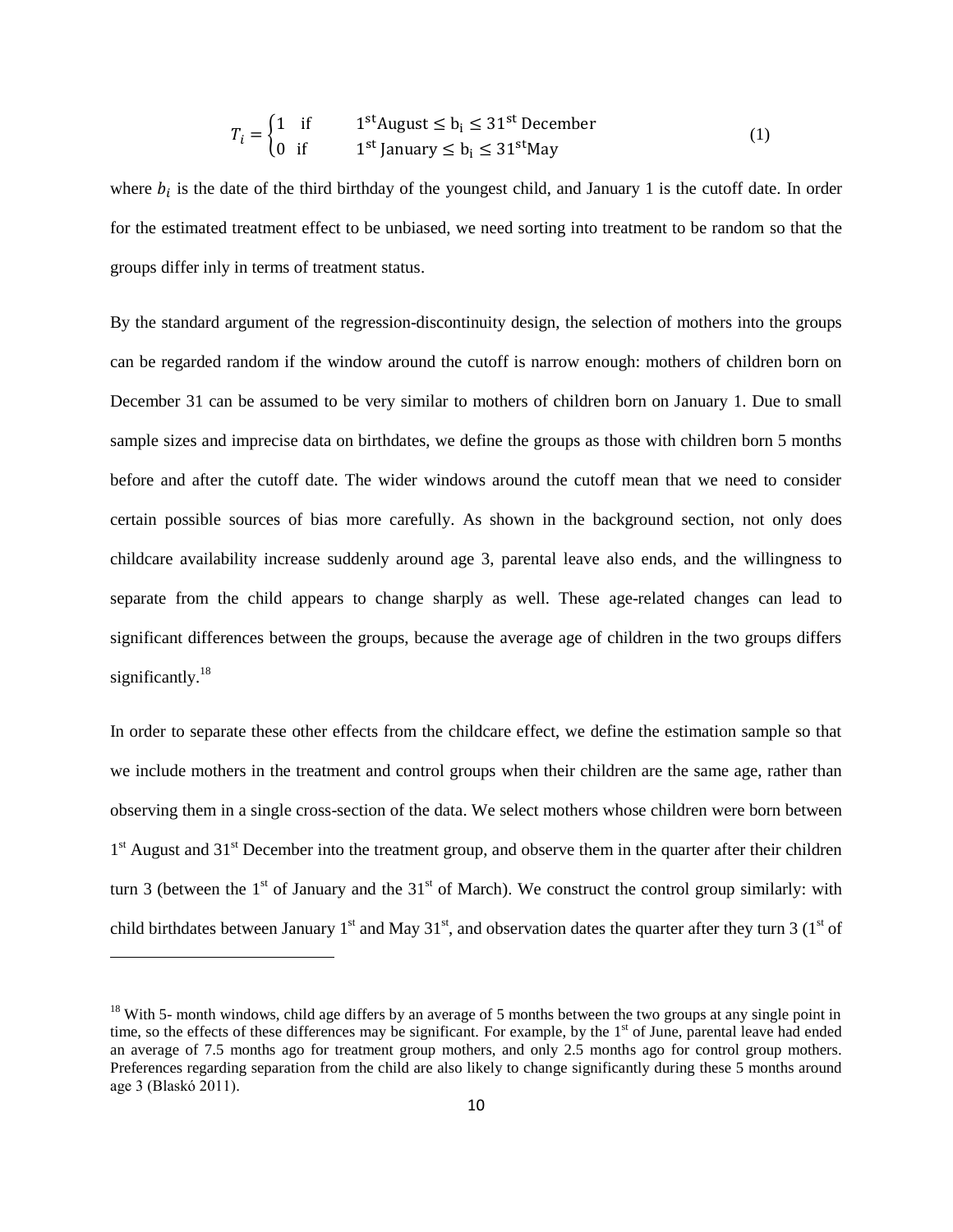$$T_i = \begin{cases} 1 & \text{if} \quad 1^{\text{st}}\text{August} \leq \text{b}_\text{i} \leq 31^{\text{st}}\text{ December} \\ 0 & \text{if} \quad 1^{\text{st}}\text{ January} \leq \text{b}_\text{i} \leq 31^{\text{st}}\text{May} \end{cases} \tag{1}$$

where $b_i$ is the date of the third birthday of the youngest child, and January 1 is the cutoff date. In order for the estimated treatment effect to be unbiased, we need sorting into treatment to be random so that the groups differ inly in terms of treatment status.

By the standard argument of the regression-discontinuity design, the selection of mothers into the groups can be regarded random if the window around the cutoff is narrow enough: mothers of children born on December 31 can be assumed to be very similar to mothers of children born on January 1. Due to small sample sizes and imprecise data on birthdates, we define the groups as those with children born 5 months before and after the cutoff date. The wider windows around the cutoff mean that we need to consider certain possible sources of bias more carefully. As shown in the background section, not only does childcare availability increase suddenly around age 3, parental leave also ends, and the willingness to separate from the child appears to change sharply as well. These age-related changes can lead to significant differences between the groups, because the average age of children in the two groups differs significantly.[18]

In order to separate these other effects from the childcare effect, we define the estimation sample so that we include mothers in the treatment and control groups when their children are the same age, rather than observing them in a single cross-section of the data. We select mothers whose children were born between 1st August and 31st December into the treatment group, and observe them in the quarter after their children turn 3 (between the 1st of January and the 31st of March). We construct the control group similarly: with child birthdates between January 1st and May 31st, and observation dates the quarter after they turn 3 (1st of

[18] With 5- month windows, child age differs by an average of 5 months between the two groups at any single point in time, so the effects of these differences may be significant. For example, by the 1st of June, parental leave had ended an average of 7.5 months ago for treatment group mothers, and only 2.5 months ago for control group mothers. Preferences regarding separation from the child are also likely to change significantly during these 5 months around age 3 (Blaskó 2011).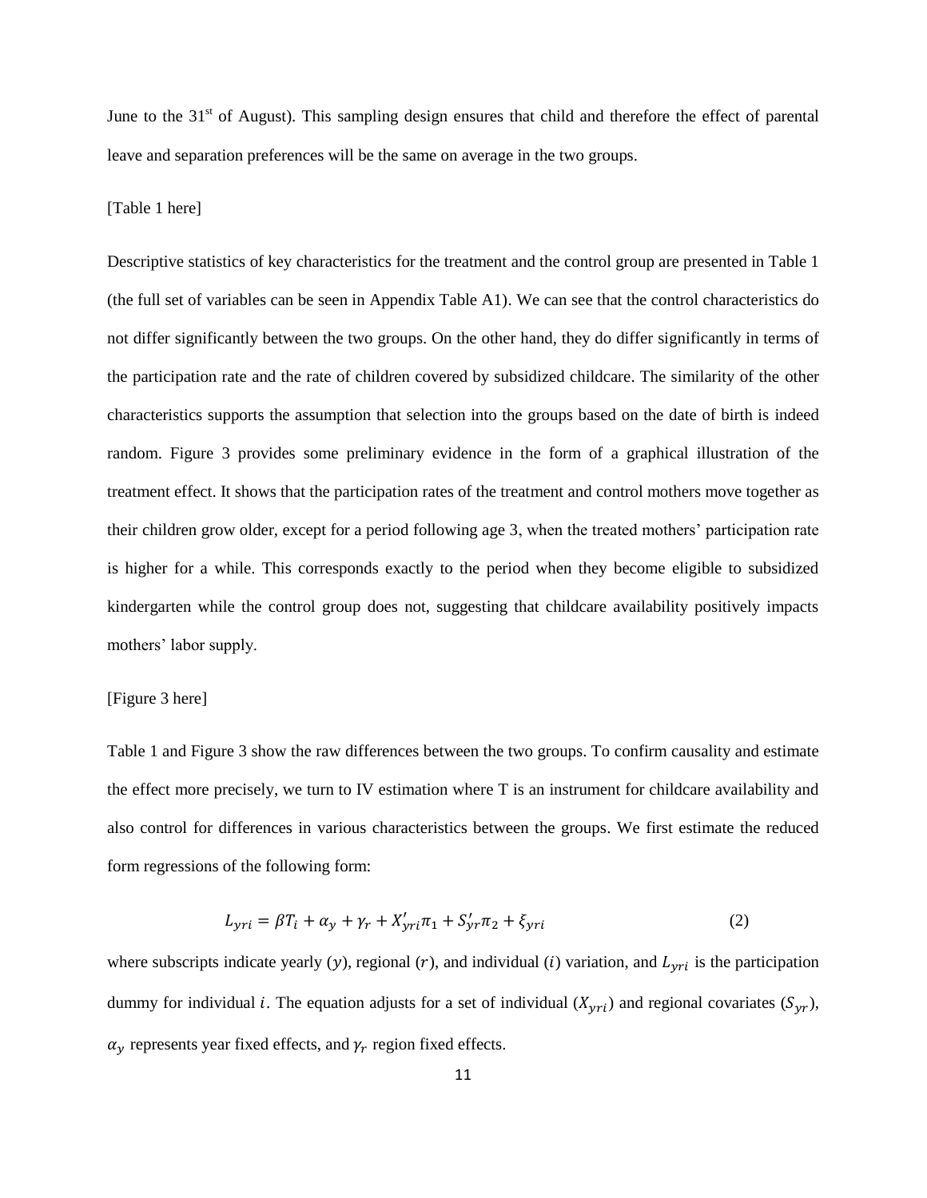June to the 31st of August). This sampling design ensures that child and therefore the effect of parental leave and separation preferences will be the same on average in the two groups.

[Table 1 here]

Descriptive statistics of key characteristics for the treatment and the control group are presented in Table 1 (the full set of variables can be seen in Appendix Table A1). We can see that the control characteristics do not differ significantly between the two groups. On the other hand, they do differ significantly in terms of the participation rate and the rate of children covered by subsidized childcare. The similarity of the other characteristics supports the assumption that selection into the groups based on the date of birth is indeed random. Figure 3 provides some preliminary evidence in the form of a graphical illustration of the treatment effect. It shows that the participation rates of the treatment and control mothers move together as their children grow older, except for a period following age 3, when the treated mothers' participation rate is higher for a while. This corresponds exactly to the period when they become eligible to subsidized kindergarten while the control group does not, suggesting that childcare availability positively impacts mothers' labor supply.

[Figure 3 here]

Table 1 and Figure 3 show the raw differences between the two groups. To confirm causality and estimate the effect more precisely, we turn to IV estimation where T is an instrument for childcare availability and also control for differences in various characteristics between the groups. We first estimate the reduced form regressions of the following form:

$$L_{yri} = \beta T_i + \alpha_y + \gamma_r + X'_{yri}\pi_1 + S'_{yr}\pi_2 + \xi_{yri} \tag{2}$$

where subscripts indicate yearly ($y$), regional ($r$), and individual ($i$) variation, and $L_{yri}$ is the participation dummy for individual $i$. The equation adjusts for a set of individual ($X_{yri}$) and regional covariates ($S_{yr}$), $\alpha_y$ represents year fixed effects, and $\gamma_r$ region fixed effects.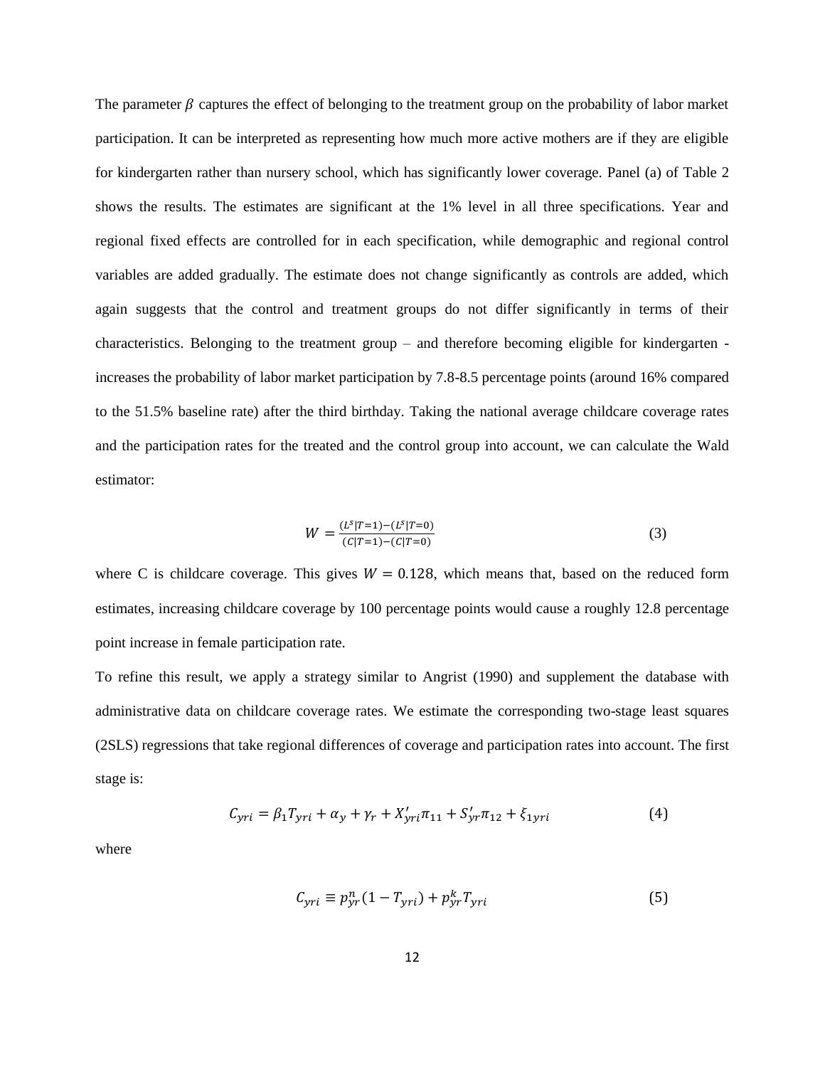The parameter $\beta$ captures the effect of belonging to the treatment group on the probability of labor market participation. It can be interpreted as representing how much more active mothers are if they are eligible for kindergarten rather than nursery school, which has significantly lower coverage. Panel (a) of Table 2 shows the results. The estimates are significant at the 1% level in all three specifications. Year and regional fixed effects are controlled for in each specification, while demographic and regional control variables are added gradually. The estimate does not change significantly as controls are added, which again suggests that the control and treatment groups do not differ significantly in terms of their characteristics. Belonging to the treatment group – and therefore becoming eligible for kindergarten - increases the probability of labor market participation by 7.8-8.5 percentage points (around 16% compared to the 51.5% baseline rate) after the third birthday. Taking the national average childcare coverage rates and the participation rates for the treated and the control group into account, we can calculate the Wald estimator:

$$W = \frac{(L^s|T=1)-(L^s|T=0)}{(C|T=1)-(C|T=0)} \tag{3}$$

where C is childcare coverage. This gives $W = 0.128$, which means that, based on the reduced form estimates, increasing childcare coverage by 100 percentage points would cause a roughly 12.8 percentage point increase in female participation rate.

To refine this result, we apply a strategy similar to Angrist (1990) and supplement the database with administrative data on childcare coverage rates. We estimate the corresponding two-stage least squares (2SLS) regressions that take regional differences of coverage and participation rates into account. The first stage is:

$$C_{yri} = \beta_1 T_{yri} + \alpha_y + \gamma_r + X'_{yri}\pi_{11} + S'_{yr}\pi_{12} + \xi_{1yri} \tag{4}$$

where

$$C_{yri} \equiv p^n_{yr}(1 - T_{yri}) + p^k_{yr} T_{yri} \tag{5}$$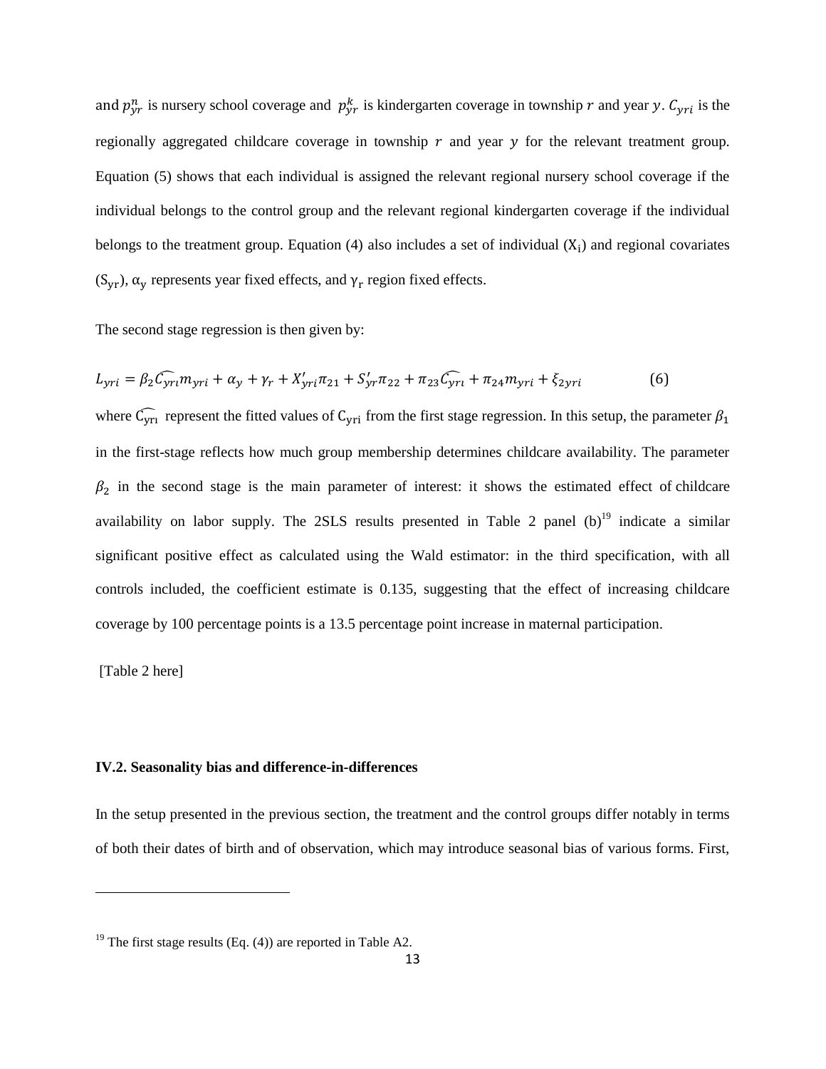and $p_{yr}^{n}$ is nursery school coverage and $p_{yr}^{k}$ is kindergarten coverage in township $r$ and year $y$. $C_{yri}$ is the regionally aggregated childcare coverage in township $r$ and year $y$ for the relevant treatment group. Equation (5) shows that each individual is assigned the relevant regional nursery school coverage if the individual belongs to the control group and the relevant regional kindergarten coverage if the individual belongs to the treatment group. Equation (4) also includes a set of individual ($X_i$) and regional covariates ($S_{yr}$), $\alpha_y$ represents year fixed effects, and $\gamma_r$ region fixed effects.

The second stage regression is then given by:

$$L_{yri} = \beta_2 \widehat{C_{yri}} m_{yri} + \alpha_y + \gamma_r + X'_{yri}\pi_{21} + S'_{yr}\pi_{22} + \pi_{23}\widehat{C_{yri}} + \pi_{24} m_{yri} + \xi_{2yri} \tag{6}$$

where $\widehat{C_{yri}}$ represent the fitted values of $C_{yri}$ from the first stage regression. In this setup, the parameter $\beta_1$ in the first-stage reflects how much group membership determines childcare availability. The parameter $\beta_2$ in the second stage is the main parameter of interest: it shows the estimated effect of childcare availability on labor supply. The 2SLS results presented in Table 2 panel (b)[19] indicate a similar significant positive effect as calculated using the Wald estimator: in the third specification, with all controls included, the coefficient estimate is 0.135, suggesting that the effect of increasing childcare coverage by 100 percentage points is a 13.5 percentage point increase in maternal participation.

[Table 2 here]

### IV.2. Seasonality bias and difference-in-differences

In the setup presented in the previous section, the treatment and the control groups differ notably in terms of both their dates of birth and of observation, which may introduce seasonal bias of various forms. First,

[19] The first stage results (Eq. (4)) are reported in Table A2.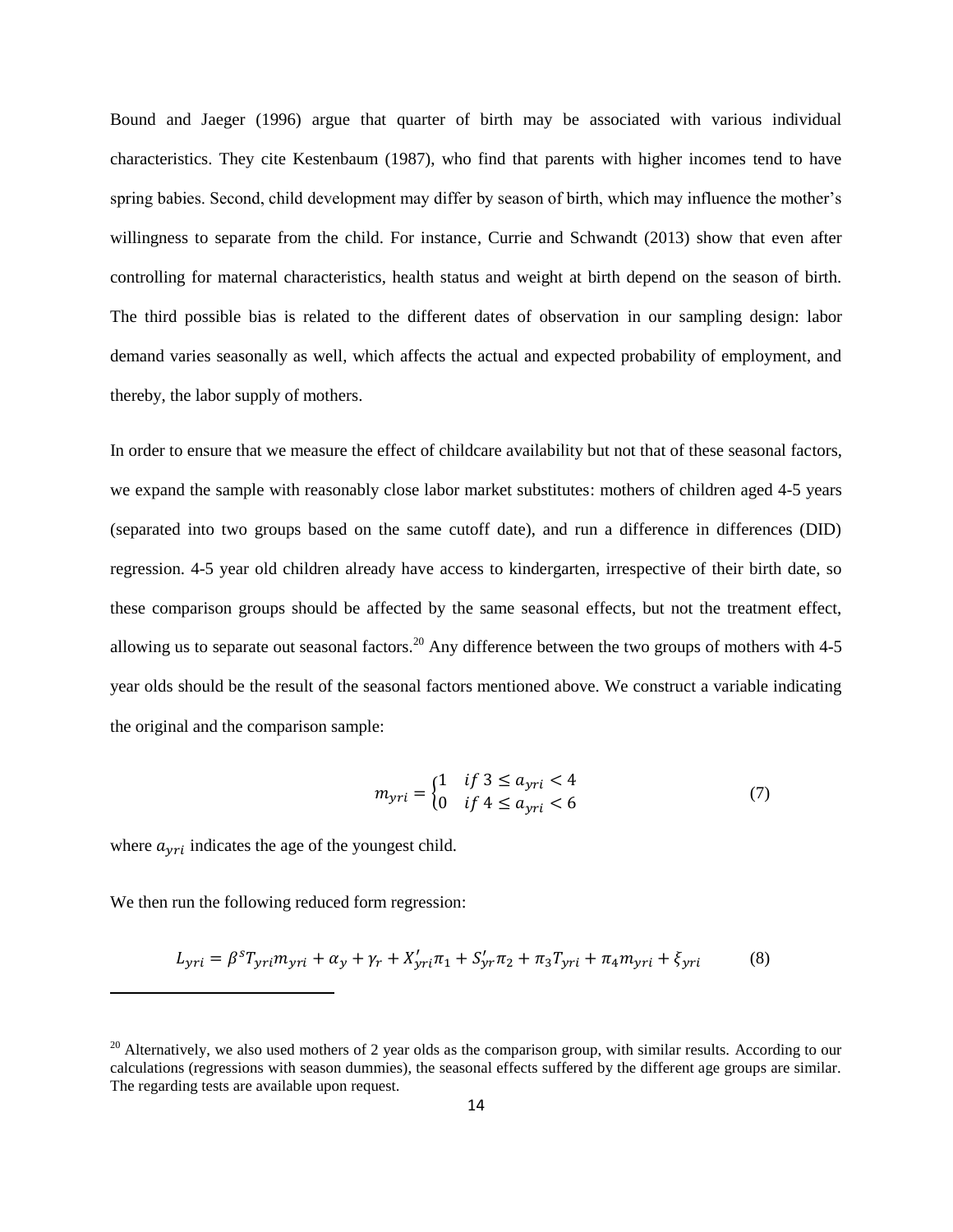Bound and Jaeger (1996) argue that quarter of birth may be associated with various individual characteristics. They cite Kestenbaum (1987), who find that parents with higher incomes tend to have spring babies. Second, child development may differ by season of birth, which may influence the mother's willingness to separate from the child. For instance, Currie and Schwandt (2013) show that even after controlling for maternal characteristics, health status and weight at birth depend on the season of birth. The third possible bias is related to the different dates of observation in our sampling design: labor demand varies seasonally as well, which affects the actual and expected probability of employment, and thereby, the labor supply of mothers.

In order to ensure that we measure the effect of childcare availability but not that of these seasonal factors, we expand the sample with reasonably close labor market substitutes: mothers of children aged 4-5 years (separated into two groups based on the same cutoff date), and run a difference in differences (DID) regression. 4-5 year old children already have access to kindergarten, irrespective of their birth date, so these comparison groups should be affected by the same seasonal effects, but not the treatment effect, allowing us to separate out seasonal factors.[20] Any difference between the two groups of mothers with 4-5 year olds should be the result of the seasonal factors mentioned above. We construct a variable indicating the original and the comparison sample:

$$m_{yri} = \begin{cases} 1 & if\ 3 \leq a_{yri} < 4 \\ 0 & if\ 4 \leq a_{yri} < 6 \end{cases} \tag{7}$$

where $a_{yri}$ indicates the age of the youngest child.

We then run the following reduced form regression:

$$L_{yri} = \beta^{s} T_{yri} m_{yri} + \alpha_y + \gamma_r + X'_{yri}\pi_1 + S'_{yr}\pi_2 + \pi_3 T_{yri} + \pi_4 m_{yri} + \xi_{yri} \tag{8}$$

[20] Alternatively, we also used mothers of 2 year olds as the comparison group, with similar results. According to our calculations (regressions with season dummies), the seasonal effects suffered by the different age groups are similar. The regarding tests are available upon request.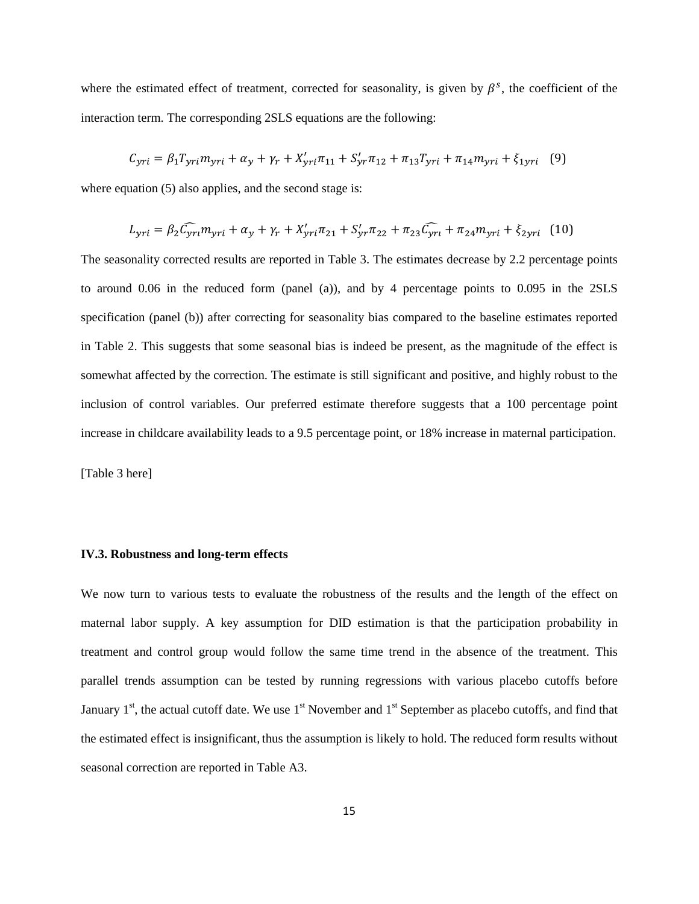where the estimated effect of treatment, corrected for seasonality, is given by $\beta^s$, the coefficient of the interaction term. The corresponding 2SLS equations are the following:

$$C_{yri} = \beta_1 T_{yri} m_{yri} + \alpha_y + \gamma_r + X'_{yri}\pi_{11} + S'_{yr}\pi_{12} + \pi_{13} T_{yri} + \pi_{14} m_{yri} + \xi_{1yri} \quad (9)$$

where equation (5) also applies, and the second stage is:

$$L_{yri} = \beta_2 \widehat{C_{yri}} m_{yri} + \alpha_y + \gamma_r + X'_{yri}\pi_{21} + S'_{yr}\pi_{22} + \pi_{23}\widehat{C_{yri}} + \pi_{24} m_{yri} + \xi_{2yri} \quad (10)$$

The seasonality corrected results are reported in Table 3. The estimates decrease by 2.2 percentage points to around 0.06 in the reduced form (panel (a)), and by 4 percentage points to 0.095 in the 2SLS specification (panel (b)) after correcting for seasonality bias compared to the baseline estimates reported in Table 2. This suggests that some seasonal bias is indeed be present, as the magnitude of the effect is somewhat affected by the correction. The estimate is still significant and positive, and highly robust to the inclusion of control variables. Our preferred estimate therefore suggests that a 100 percentage point increase in childcare availability leads to a 9.5 percentage point, or 18% increase in maternal participation.

[Table 3 here]

### IV.3. Robustness and long-term effects

We now turn to various tests to evaluate the robustness of the results and the length of the effect on maternal labor supply. A key assumption for DID estimation is that the participation probability in treatment and control group would follow the same time trend in the absence of the treatment. This parallel trends assumption can be tested by running regressions with various placebo cutoffs before January 1st, the actual cutoff date. We use 1st November and 1st September as placebo cutoffs, and find that the estimated effect is insignificant, thus the assumption is likely to hold. The reduced form results without seasonal correction are reported in Table A3.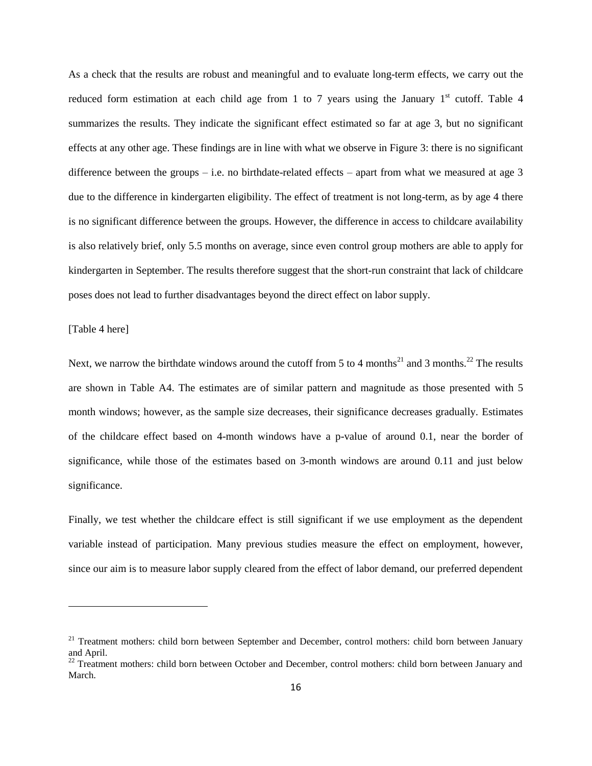As a check that the results are robust and meaningful and to evaluate long-term effects, we carry out the reduced form estimation at each child age from 1 to 7 years using the January 1st cutoff. Table 4 summarizes the results. They indicate the significant effect estimated so far at age 3, but no significant effects at any other age. These findings are in line with what we observe in Figure 3: there is no significant difference between the groups – i.e. no birthdate-related effects – apart from what we measured at age 3 due to the difference in kindergarten eligibility. The effect of treatment is not long-term, as by age 4 there is no significant difference between the groups. However, the difference in access to childcare availability is also relatively brief, only 5.5 months on average, since even control group mothers are able to apply for kindergarten in September. The results therefore suggest that the short-run constraint that lack of childcare poses does not lead to further disadvantages beyond the direct effect on labor supply.

[Table 4 here]

Next, we narrow the birthdate windows around the cutoff from 5 to 4 months[21] and 3 months.[22] The results are shown in Table A4. The estimates are of similar pattern and magnitude as those presented with 5 month windows; however, as the sample size decreases, their significance decreases gradually. Estimates of the childcare effect based on 4-month windows have a p-value of around 0.1, near the border of significance, while those of the estimates based on 3-month windows are around 0.11 and just below significance.

Finally, we test whether the childcare effect is still significant if we use employment as the dependent variable instead of participation. Many previous studies measure the effect on employment, however, since our aim is to measure labor supply cleared from the effect of labor demand, our preferred dependent

---

[21] Treatment mothers: child born between September and December, control mothers: child born between January and April.

[22] Treatment mothers: child born between October and December, control mothers: child born between January and March.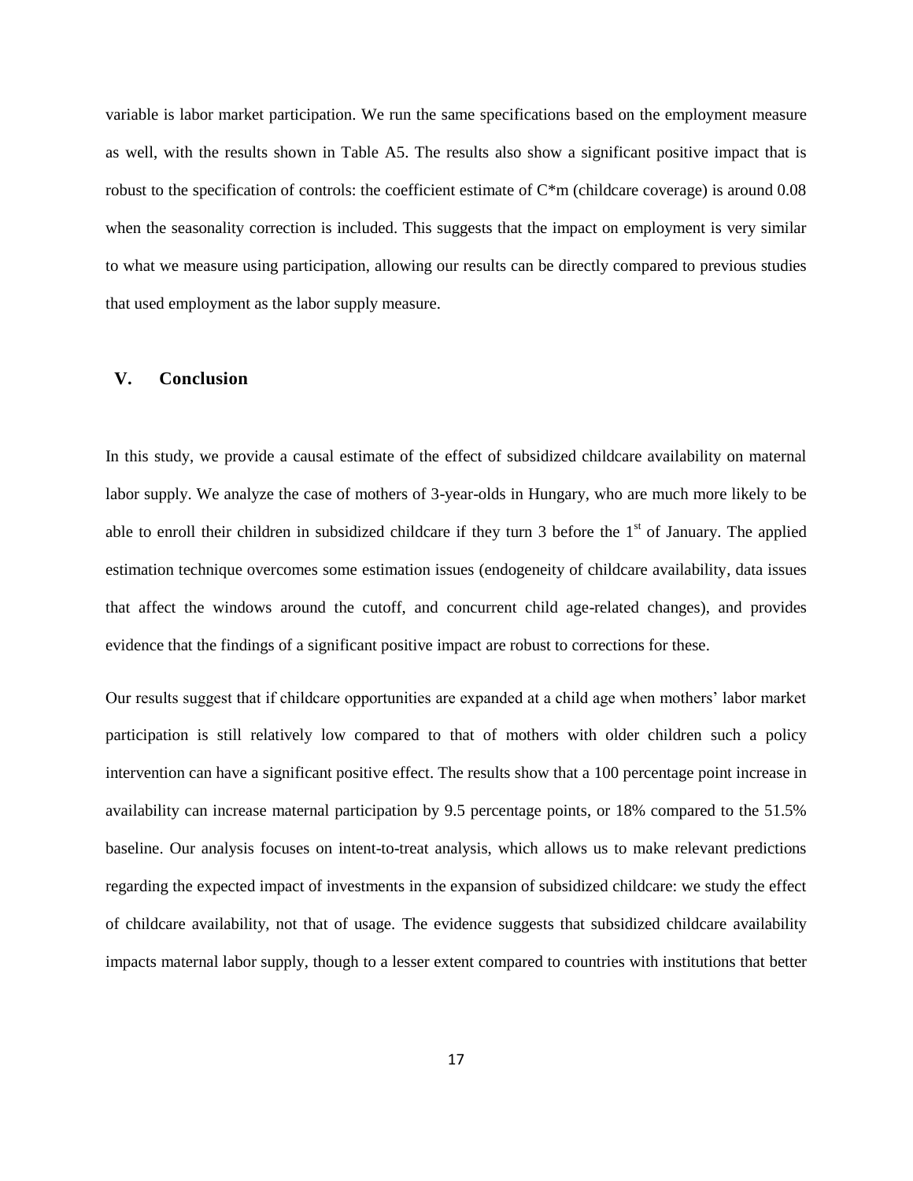variable is labor market participation. We run the same specifications based on the employment measure as well, with the results shown in Table A5. The results also show a significant positive impact that is robust to the specification of controls: the coefficient estimate of C*m (childcare coverage) is around 0.08 when the seasonality correction is included. This suggests that the impact on employment is very similar to what we measure using participation, allowing our results can be directly compared to previous studies that used employment as the labor supply measure.

## V. Conclusion

In this study, we provide a causal estimate of the effect of subsidized childcare availability on maternal labor supply. We analyze the case of mothers of 3-year-olds in Hungary, who are much more likely to be able to enroll their children in subsidized childcare if they turn 3 before the 1st of January. The applied estimation technique overcomes some estimation issues (endogeneity of childcare availability, data issues that affect the windows around the cutoff, and concurrent child age-related changes), and provides evidence that the findings of a significant positive impact are robust to corrections for these.

Our results suggest that if childcare opportunities are expanded at a child age when mothers' labor market participation is still relatively low compared to that of mothers with older children such a policy intervention can have a significant positive effect. The results show that a 100 percentage point increase in availability can increase maternal participation by 9.5 percentage points, or 18% compared to the 51.5% baseline. Our analysis focuses on intent-to-treat analysis, which allows us to make relevant predictions regarding the expected impact of investments in the expansion of subsidized childcare: we study the effect of childcare availability, not that of usage. The evidence suggests that subsidized childcare availability impacts maternal labor supply, though to a lesser extent compared to countries with institutions that better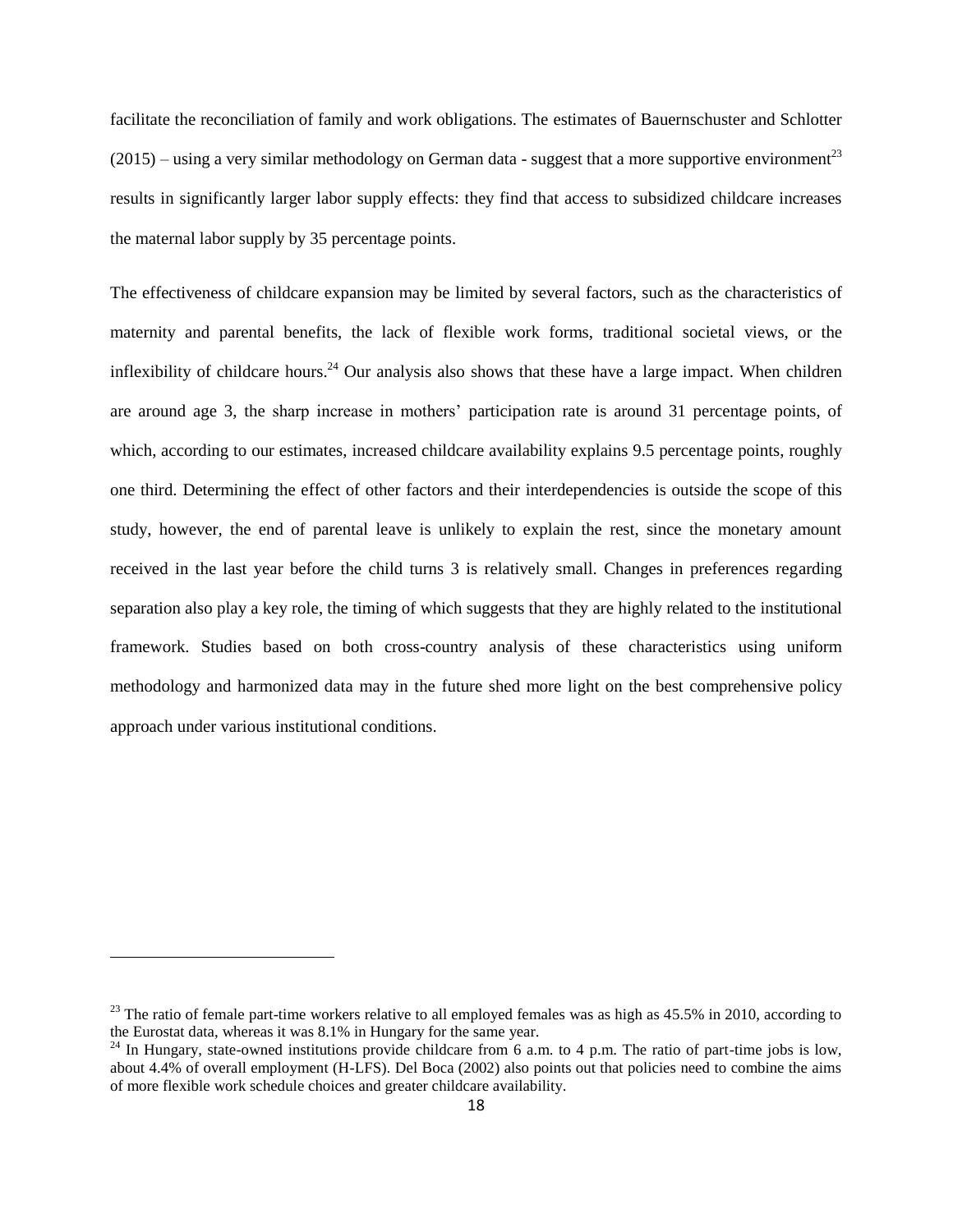facilitate the reconciliation of family and work obligations. The estimates of Bauernschuster and Schlotter (2015) – using a very similar methodology on German data - suggest that a more supportive environment[23] results in significantly larger labor supply effects: they find that access to subsidized childcare increases the maternal labor supply by 35 percentage points.

The effectiveness of childcare expansion may be limited by several factors, such as the characteristics of maternity and parental benefits, the lack of flexible work forms, traditional societal views, or the inflexibility of childcare hours.[24] Our analysis also shows that these have a large impact. When children are around age 3, the sharp increase in mothers' participation rate is around 31 percentage points, of which, according to our estimates, increased childcare availability explains 9.5 percentage points, roughly one third. Determining the effect of other factors and their interdependencies is outside the scope of this study, however, the end of parental leave is unlikely to explain the rest, since the monetary amount received in the last year before the child turns 3 is relatively small. Changes in preferences regarding separation also play a key role, the timing of which suggests that they are highly related to the institutional framework. Studies based on both cross-country analysis of these characteristics using uniform methodology and harmonized data may in the future shed more light on the best comprehensive policy approach under various institutional conditions.

---

[23] The ratio of female part-time workers relative to all employed females was as high as 45.5% in 2010, according to the Eurostat data, whereas it was 8.1% in Hungary for the same year.

[24] In Hungary, state-owned institutions provide childcare from 6 a.m. to 4 p.m. The ratio of part-time jobs is low, about 4.4% of overall employment (H-LFS). Del Boca (2002) also points out that policies need to combine the aims of more flexible work schedule choices and greater childcare availability.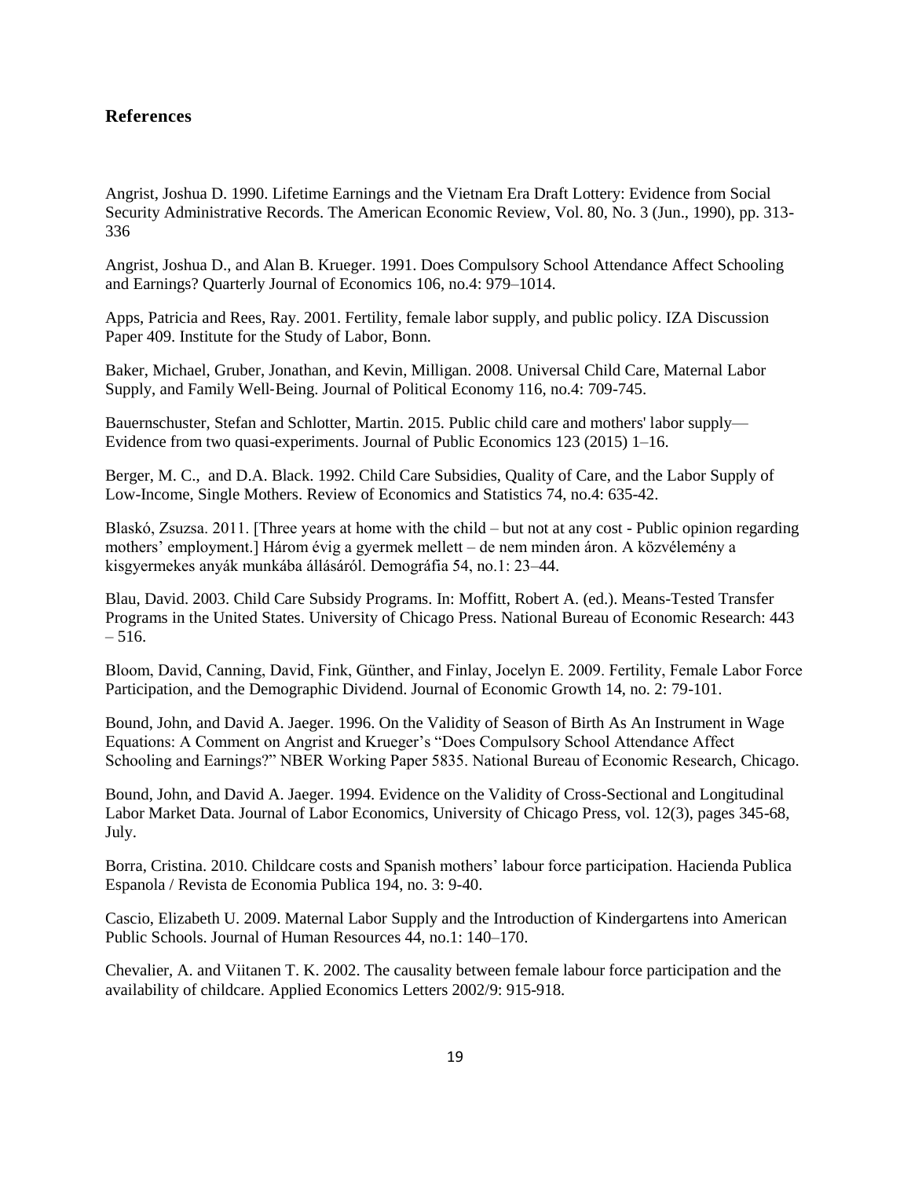## References

Angrist, Joshua D. 1990. Lifetime Earnings and the Vietnam Era Draft Lottery: Evidence from Social Security Administrative Records. The American Economic Review, Vol. 80, No. 3 (Jun., 1990), pp. 313-336

Angrist, Joshua D., and Alan B. Krueger. 1991. Does Compulsory School Attendance Affect Schooling and Earnings? Quarterly Journal of Economics 106, no.4: 979–1014.

Apps, Patricia and Rees, Ray. 2001. Fertility, female labor supply, and public policy. IZA Discussion Paper 409. Institute for the Study of Labor, Bonn.

Baker, Michael, Gruber, Jonathan, and Kevin, Milligan. 2008. Universal Child Care, Maternal Labor Supply, and Family Well‐Being. Journal of Political Economy 116, no.4: 709-745.

Bauernschuster, Stefan and Schlotter, Martin. 2015. Public child care and mothers' labor supply—Evidence from two quasi-experiments. Journal of Public Economics 123 (2015) 1–16.

Berger, M. C., and D.A. Black. 1992. Child Care Subsidies, Quality of Care, and the Labor Supply of Low-Income, Single Mothers. Review of Economics and Statistics 74, no.4: 635-42.

Blaskó, Zsuzsa. 2011. [Three years at home with the child – but not at any cost - Public opinion regarding mothers' employment.] Három évig a gyermek mellett – de nem minden áron. A közvélemény a kisgyermekes anyák munkába állásáról. Demográfia 54, no.1: 23–44.

Blau, David. 2003. Child Care Subsidy Programs. In: Moffitt, Robert A. (ed.). Means-Tested Transfer Programs in the United States. University of Chicago Press. National Bureau of Economic Research: 443 – 516.

Bloom, David, Canning, David, Fink, Günther, and Finlay, Jocelyn E. 2009. Fertility, Female Labor Force Participation, and the Demographic Dividend. Journal of Economic Growth 14, no. 2: 79-101.

Bound, John, and David A. Jaeger. 1996. On the Validity of Season of Birth As An Instrument in Wage Equations: A Comment on Angrist and Krueger's "Does Compulsory School Attendance Affect Schooling and Earnings?" NBER Working Paper 5835. National Bureau of Economic Research, Chicago.

Bound, John, and David A. Jaeger. 1994. Evidence on the Validity of Cross-Sectional and Longitudinal Labor Market Data. Journal of Labor Economics, University of Chicago Press, vol. 12(3), pages 345-68, July.

Borra, Cristina. 2010. Childcare costs and Spanish mothers' labour force participation. Hacienda Publica Espanola / Revista de Economia Publica 194, no. 3: 9-40.

Cascio, Elizabeth U. 2009. Maternal Labor Supply and the Introduction of Kindergartens into American Public Schools. Journal of Human Resources 44, no.1: 140–170.

Chevalier, A. and Viitanen T. K. 2002. The causality between female labour force participation and the availability of childcare. Applied Economics Letters 2002/9: 915-918.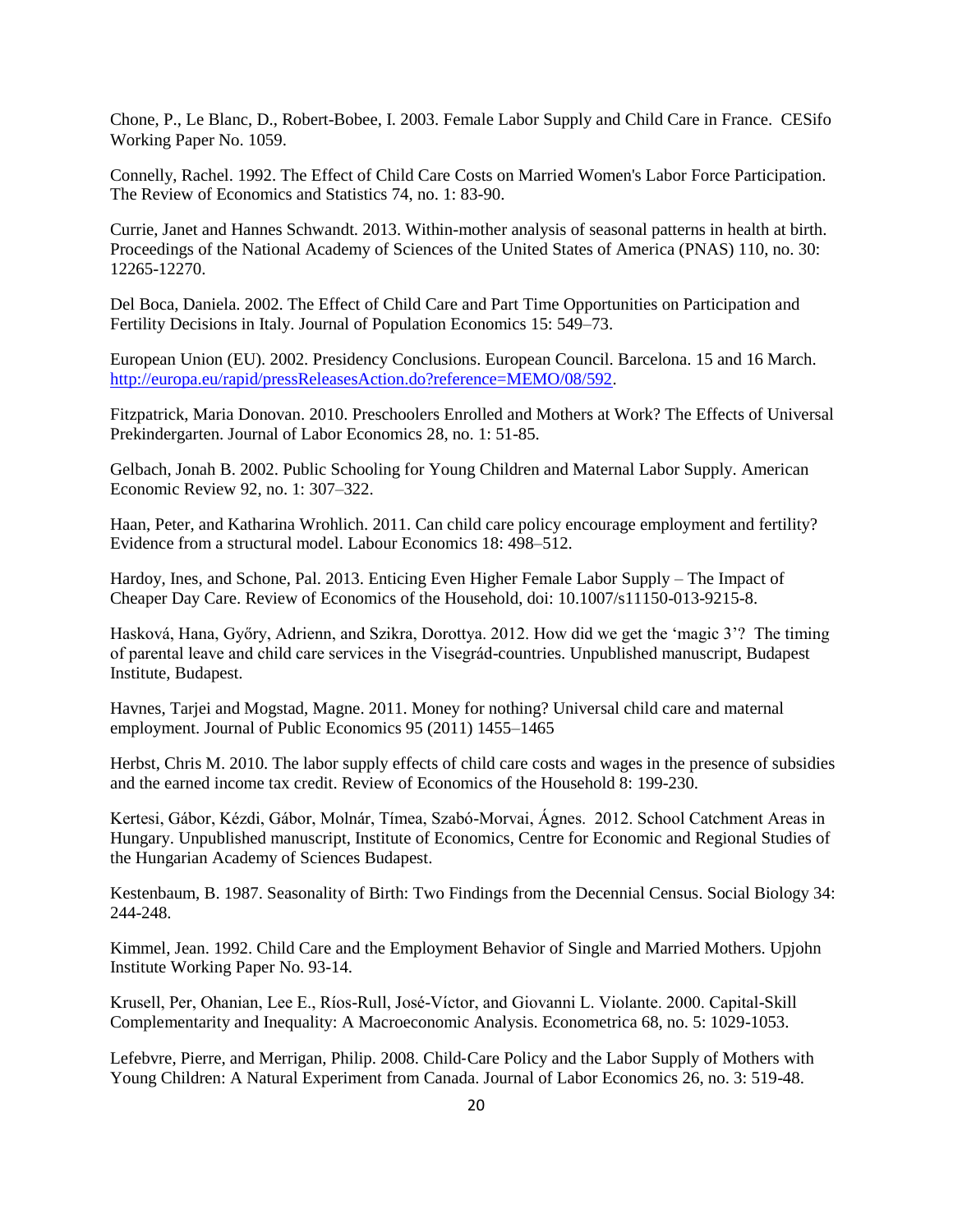Chone, P., Le Blanc, D., Robert-Bobee, I. 2003. Female Labor Supply and Child Care in France. CESifo Working Paper No. 1059.

Connelly, Rachel. 1992. The Effect of Child Care Costs on Married Women's Labor Force Participation. The Review of Economics and Statistics 74, no. 1: 83-90.

Currie, Janet and Hannes Schwandt. 2013. Within-mother analysis of seasonal patterns in health at birth. Proceedings of the National Academy of Sciences of the United States of America (PNAS) 110, no. 30: 12265-12270.

Del Boca, Daniela. 2002. The Effect of Child Care and Part Time Opportunities on Participation and Fertility Decisions in Italy. Journal of Population Economics 15: 549–73.

European Union (EU). 2002. Presidency Conclusions. European Council. Barcelona. 15 and 16 March. http://europa.eu/rapid/pressReleasesAction.do?reference=MEMO/08/592.

Fitzpatrick, Maria Donovan. 2010. Preschoolers Enrolled and Mothers at Work? The Effects of Universal Prekindergarten. Journal of Labor Economics 28, no. 1: 51-85.

Gelbach, Jonah B. 2002. Public Schooling for Young Children and Maternal Labor Supply. American Economic Review 92, no. 1: 307–322.

Haan, Peter, and Katharina Wrohlich. 2011. Can child care policy encourage employment and fertility? Evidence from a structural model. Labour Economics 18: 498–512.

Hardoy, Ines, and Schone, Pal. 2013. Enticing Even Higher Female Labor Supply – The Impact of Cheaper Day Care. Review of Economics of the Household, doi: 10.1007/s11150-013-9215-8.

Hasková, Hana, Győry, Adrienn, and Szikra, Dorottya. 2012. How did we get the 'magic 3'? The timing of parental leave and child care services in the Visegrád-countries. Unpublished manuscript, Budapest Institute, Budapest.

Havnes, Tarjei and Mogstad, Magne. 2011. Money for nothing? Universal child care and maternal employment. Journal of Public Economics 95 (2011) 1455–1465

Herbst, Chris M. 2010. The labor supply effects of child care costs and wages in the presence of subsidies and the earned income tax credit. Review of Economics of the Household 8: 199-230.

Kertesi, Gábor, Kézdi, Gábor, Molnár, Tímea, Szabó-Morvai, Ágnes. 2012. School Catchment Areas in Hungary. Unpublished manuscript, Institute of Economics, Centre for Economic and Regional Studies of the Hungarian Academy of Sciences Budapest.

Kestenbaum, B. 1987. Seasonality of Birth: Two Findings from the Decennial Census. Social Biology 34: 244-248.

Kimmel, Jean. 1992. Child Care and the Employment Behavior of Single and Married Mothers. Upjohn Institute Working Paper No. 93-14.

Krusell, Per, Ohanian, Lee E., Ríos-Rull, José-Víctor, and Giovanni L. Violante. 2000. Capital-Skill Complementarity and Inequality: A Macroeconomic Analysis. Econometrica 68, no. 5: 1029-1053.

Lefebvre, Pierre, and Merrigan, Philip. 2008. Child-Care Policy and the Labor Supply of Mothers with Young Children: A Natural Experiment from Canada. Journal of Labor Economics 26, no. 3: 519-48.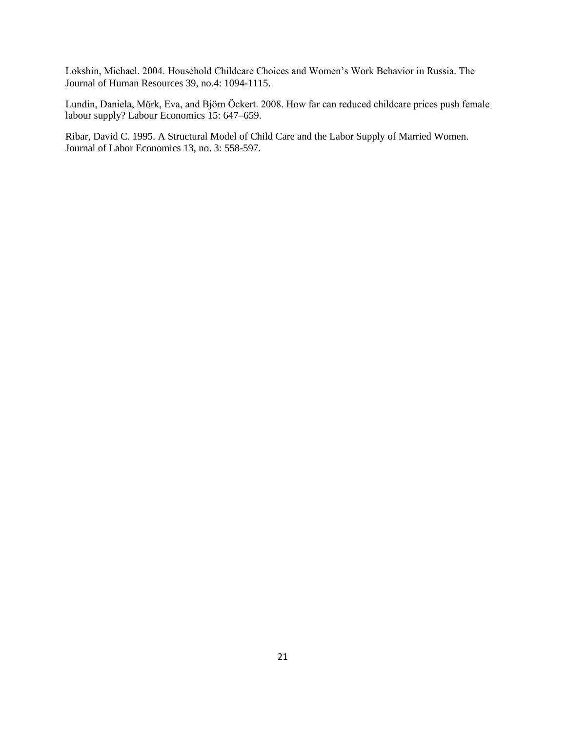Lokshin, Michael. 2004. Household Childcare Choices and Women's Work Behavior in Russia. The Journal of Human Resources 39, no.4: 1094-1115.

Lundin, Daniela, Mörk, Eva, and Björn Öckert. 2008. How far can reduced childcare prices push female labour supply? Labour Economics 15: 647–659.

Ribar, David C. 1995. A Structural Model of Child Care and the Labor Supply of Married Women. Journal of Labor Economics 13, no. 3: 558-597.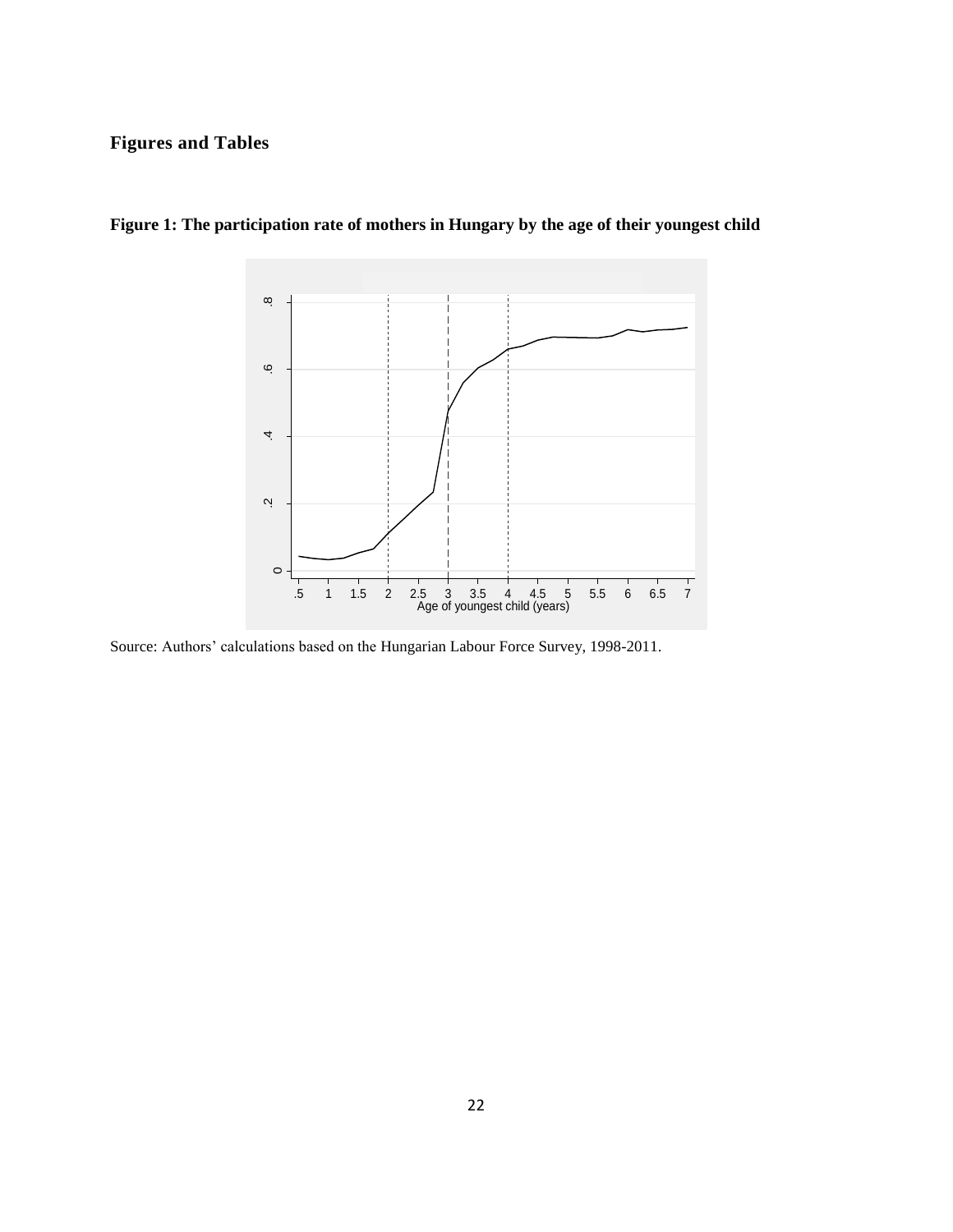## Figures and Tables

**Figure 1: The participation rate of mothers in Hungary by the age of their youngest child**

Source: Authors' calculations based on the Hungarian Labour Force Survey, 1998-2011.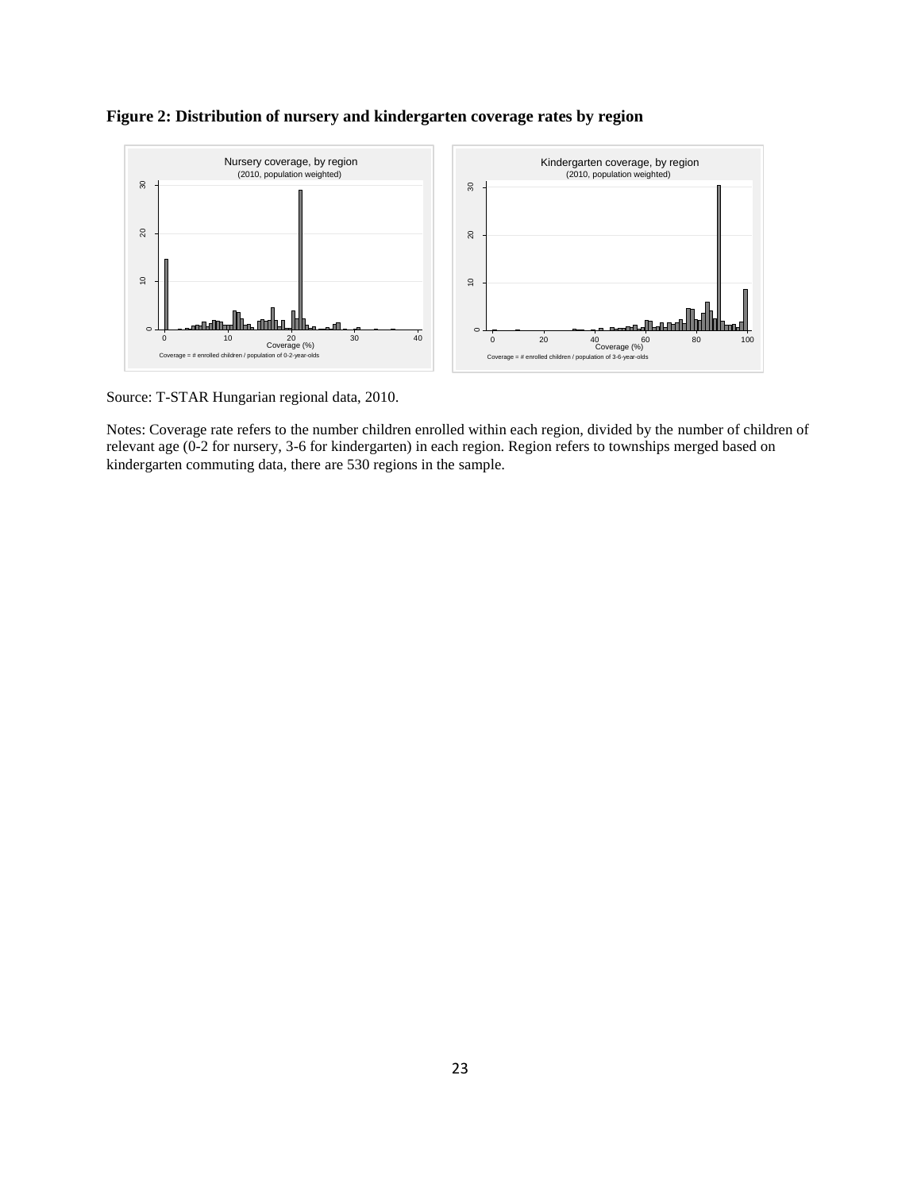**Figure 2: Distribution of nursery and kindergarten coverage rates by region**

Source: T-STAR Hungarian regional data, 2010.

Notes: Coverage rate refers to the number children enrolled within each region, divided by the number of children of relevant age (0-2 for nursery, 3-6 for kindergarten) in each region. Region refers to townships merged based on kindergarten commuting data, there are 530 regions in the sample.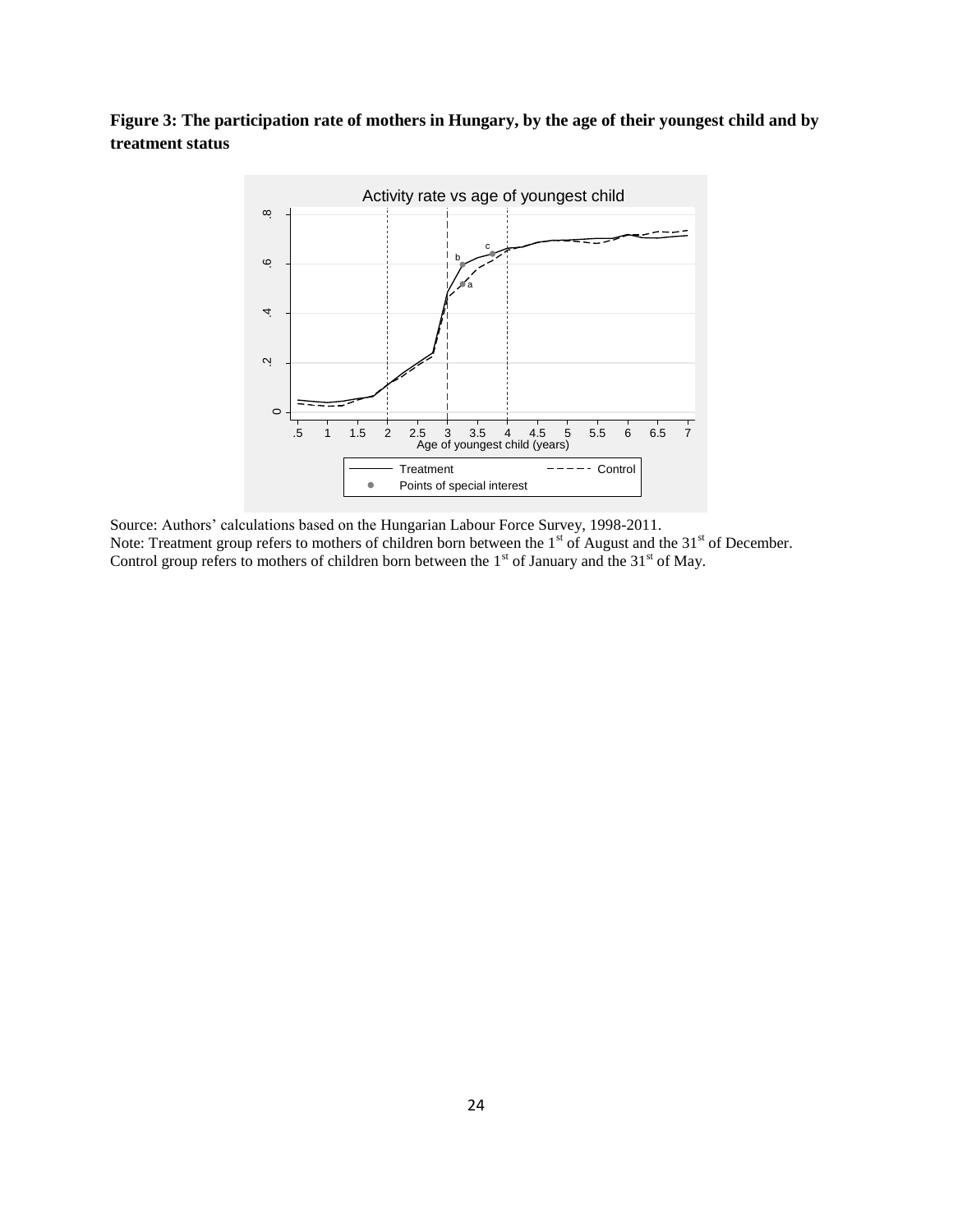**Figure 3: The participation rate of mothers in Hungary, by the age of their youngest child and by treatment status**

Source: Authors' calculations based on the Hungarian Labour Force Survey, 1998-2011.
Note: Treatment group refers to mothers of children born between the 1st of August and the 31st of December. Control group refers to mothers of children born between the 1st of January and the 31st of May.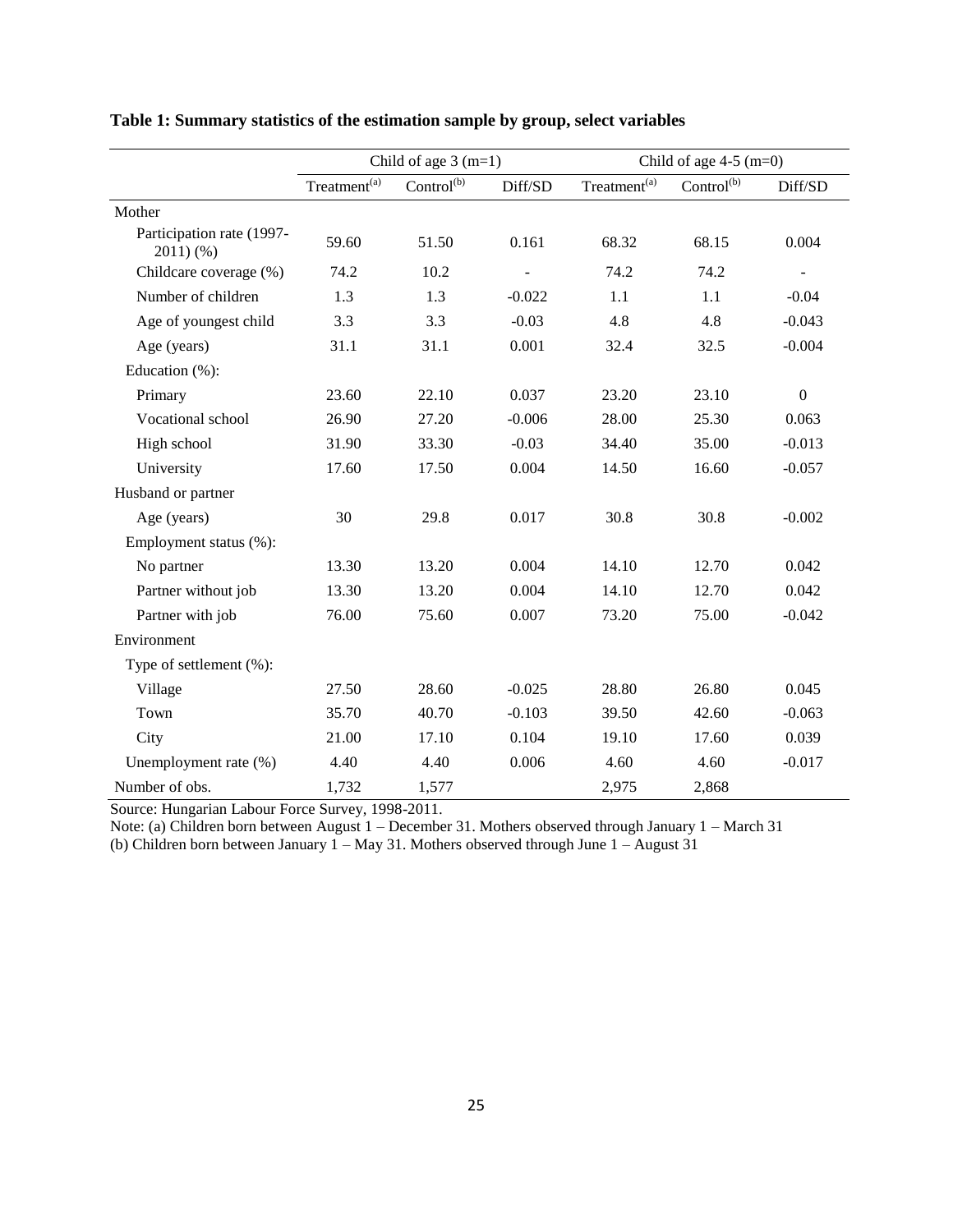**Table 1: Summary statistics of the estimation sample by group, select variables**

| | Child of age 3 (m=1) | | | Child of age 4-5 (m=0) | | |
|---|---|---|---|---|---|---|
| | Treatment[(a)] | Control[(b)] | Diff/SD | Treatment[(a)] | Control[(b)] | Diff/SD |
| Mother | | | | | | |
| Participation rate (1997-2011) (%) | 59.60 | 51.50 | 0.161 | 68.32 | 68.15 | 0.004 |
| Childcare coverage (%) | 74.2 | 10.2 | - | 74.2 | 74.2 | - |
| Number of children | 1.3 | 1.3 | -0.022 | 1.1 | 1.1 | -0.04 |
| Age of youngest child | 3.3 | 3.3 | -0.03 | 4.8 | 4.8 | -0.043 |
| Age (years) | 31.1 | 31.1 | 0.001 | 32.4 | 32.5 | -0.004 |
| Education (%): | | | | | | |
| Primary | 23.60 | 22.10 | 0.037 | 23.20 | 23.10 | 0 |
| Vocational school | 26.90 | 27.20 | -0.006 | 28.00 | 25.30 | 0.063 |
| High school | 31.90 | 33.30 | -0.03 | 34.40 | 35.00 | -0.013 |
| University | 17.60 | 17.50 | 0.004 | 14.50 | 16.60 | -0.057 |
| Husband or partner | | | | | | |
| Age (years) | 30 | 29.8 | 0.017 | 30.8 | 30.8 | -0.002 |
| Employment status (%): | | | | | | |
| No partner | 13.30 | 13.20 | 0.004 | 14.10 | 12.70 | 0.042 |
| Partner without job | 13.30 | 13.20 | 0.004 | 14.10 | 12.70 | 0.042 |
| Partner with job | 76.00 | 75.60 | 0.007 | 73.20 | 75.00 | -0.042 |
| Environment | | | | | | |
| Type of settlement (%): | | | | | | |
| Village | 27.50 | 28.60 | -0.025 | 28.80 | 26.80 | 0.045 |
| Town | 35.70 | 40.70 | -0.103 | 39.50 | 42.60 | -0.063 |
| City | 21.00 | 17.10 | 0.104 | 19.10 | 17.60 | 0.039 |
| Unemployment rate (%) | 4.40 | 4.40 | 0.006 | 4.60 | 4.60 | -0.017 |
| Number of obs. | 1,732 | 1,577 | | 2,975 | 2,868 | |

Source: Hungarian Labour Force Survey, 1998-2011.

Note: (a) Children born between August 1 – December 31. Mothers observed through January 1 – March 31

(b) Children born between January 1 – May 31. Mothers observed through June 1 – August 31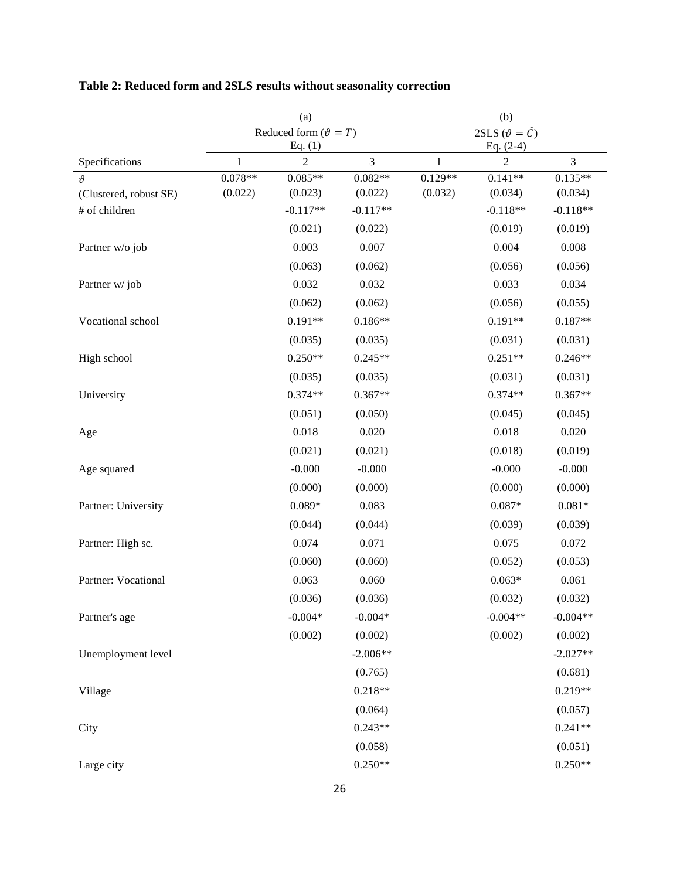**Table 2: Reduced form and 2SLS results without seasonality correction**

| | (a) Reduced form ($\vartheta = T$) Eq. (1) | | | (b) 2SLS ($\vartheta = \hat{C}$) Eq. (2-4) | | |
|---|---|---|---|---|---|---|
| Specifications | 1 | 2 | 3 | 1 | 2 | 3 |
| $\vartheta$ | 0.078** | 0.085** | 0.082** | 0.129** | 0.141** | 0.135** |
| (Clustered, robust SE) | (0.022) | (0.023) | (0.022) | (0.032) | (0.034) | (0.034) |
| # of children | | -0.117** | -0.117** | | -0.118** | -0.118** |
| | | (0.021) | (0.022) | | (0.019) | (0.019) |
| Partner w/o job | | 0.003 | 0.007 | | 0.004 | 0.008 |
| | | (0.063) | (0.062) | | (0.056) | (0.056) |
| Partner w/ job | | 0.032 | 0.032 | | 0.033 | 0.034 |
| | | (0.062) | (0.062) | | (0.056) | (0.055) |
| Vocational school | | 0.191** | 0.186** | | 0.191** | 0.187** |
| | | (0.035) | (0.035) | | (0.031) | (0.031) |
| High school | | 0.250** | 0.245** | | 0.251** | 0.246** |
| | | (0.035) | (0.035) | | (0.031) | (0.031) |
| University | | 0.374** | 0.367** | | 0.374** | 0.367** |
| | | (0.051) | (0.050) | | (0.045) | (0.045) |
| Age | | 0.018 | 0.020 | | 0.018 | 0.020 |
| | | (0.021) | (0.021) | | (0.018) | (0.019) |
| Age squared | | -0.000 | -0.000 | | -0.000 | -0.000 |
| | | (0.000) | (0.000) | | (0.000) | (0.000) |
| Partner: University | | 0.089* | 0.083 | | 0.087* | 0.081* |
| | | (0.044) | (0.044) | | (0.039) | (0.039) |
| Partner: High sc. | | 0.074 | 0.071 | | 0.075 | 0.072 |
| | | (0.060) | (0.060) | | (0.052) | (0.053) |
| Partner: Vocational | | 0.063 | 0.060 | | 0.063* | 0.061 |
| | | (0.036) | (0.036) | | (0.032) | (0.032) |
| Partner's age | | -0.004* | -0.004* | | -0.004** | -0.004** |
| | | (0.002) | (0.002) | | (0.002) | (0.002) |
| Unemployment level | | | -2.006** | | | -2.027** |
| | | | (0.765) | | | (0.681) |
| Village | | | 0.218** | | | 0.219** |
| | | | (0.064) | | | (0.057) |
| City | | | 0.243** | | | 0.241** |
| | | | (0.058) | | | (0.051) |
| Large city | | | 0.250** | | | 0.250** |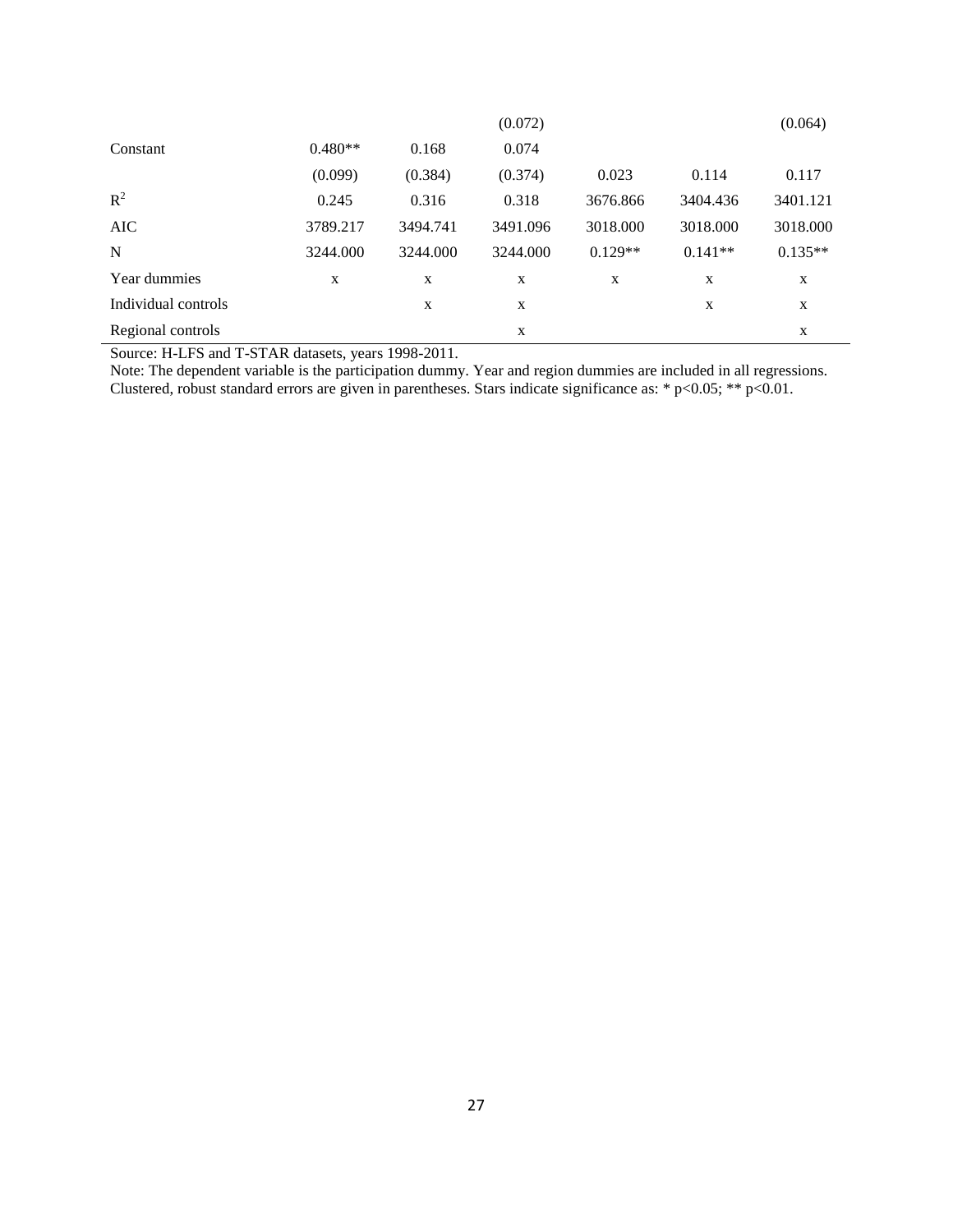| | | | | | | |
|---|---|---|---|---|---|---|
| | | | (0.072) | | | (0.064) |
| Constant | 0.480** | 0.168 | 0.074 | | | |
| | (0.099) | (0.384) | (0.374) | 0.023 | 0.114 | 0.117 |
| $R^2$ | 0.245 | 0.316 | 0.318 | 3676.866 | 3404.436 | 3401.121 |
| AIC | 3789.217 | 3494.741 | 3491.096 | 3018.000 | 3018.000 | 3018.000 |
| N | 3244.000 | 3244.000 | 3244.000 | 0.129** | 0.141** | 0.135** |
| Year dummies | x | x | x | x | x | x |
| Individual controls | | x | x | | x | x |
| Regional controls | | | x | | | x |

Source: H-LFS and T-STAR datasets, years 1998-2011.

Note: The dependent variable is the participation dummy. Year and region dummies are included in all regressions. Clustered, robust standard errors are given in parentheses. Stars indicate significance as: * p<0.05; ** p<0.01.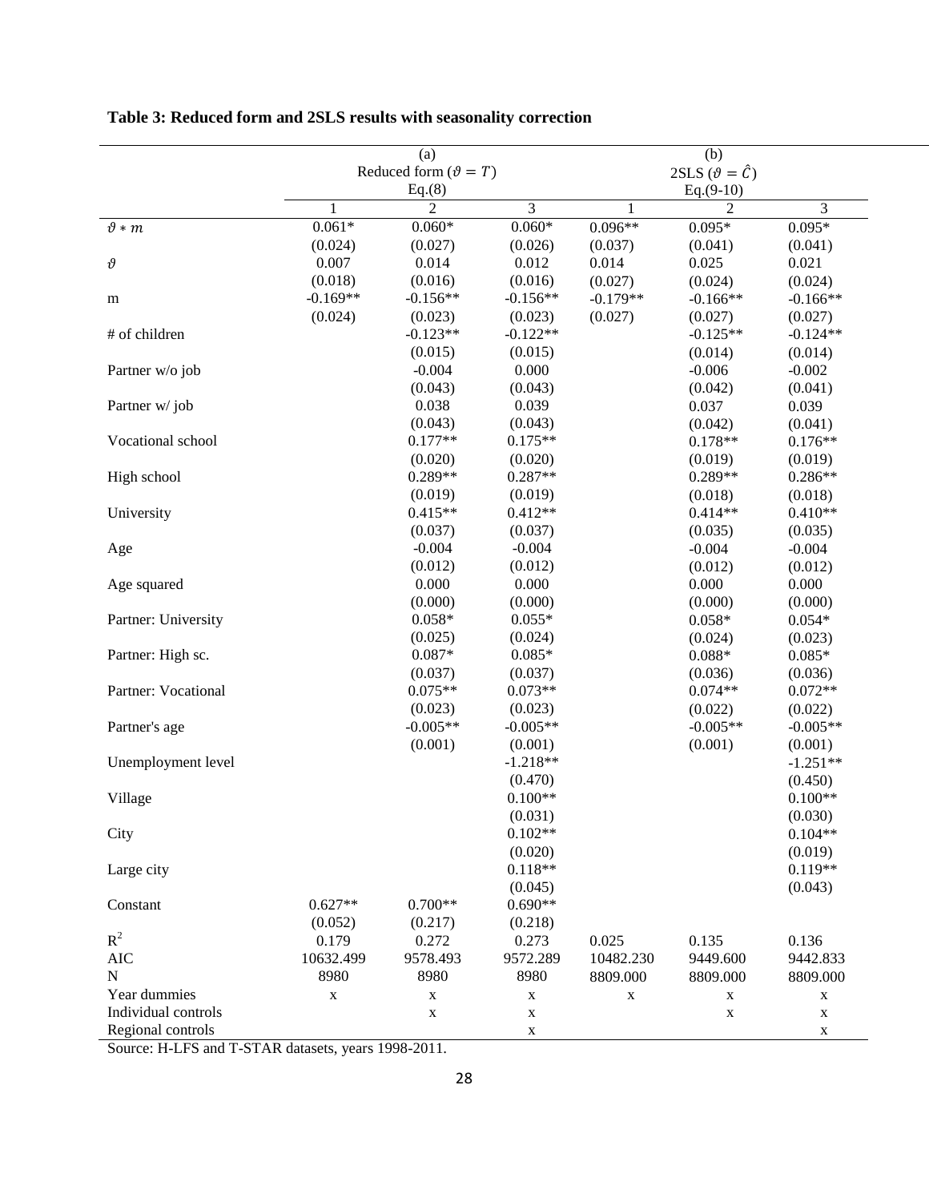**Table 3: Reduced form and 2SLS results with seasonality correction**

| | (a) Reduced form ($\vartheta = T$) Eq.(8) | | | (b) 2SLS ($\vartheta = \hat{C}$) Eq.(9-10) | | |
|---|---|---|---|---|---|---|
| | 1 | 2 | 3 | 1 | 2 | 3 |
| $\vartheta * m$ | 0.061* | 0.060* | 0.060* | 0.096** | 0.095* | 0.095* |
| | (0.024) | (0.027) | (0.026) | (0.037) | (0.041) | (0.041) |
| $\vartheta$ | 0.007 | 0.014 | 0.012 | 0.014 | 0.025 | 0.021 |
| | (0.018) | (0.016) | (0.016) | (0.027) | (0.024) | (0.024) |
| m | -0.169** | -0.156** | -0.156** | -0.179** | -0.166** | -0.166** |
| | (0.024) | (0.023) | (0.023) | (0.027) | (0.027) | (0.027) |
| # of children | | -0.123** | -0.122** | | -0.125** | -0.124** |
| | | (0.015) | (0.015) | | (0.014) | (0.014) |
| Partner w/o job | | -0.004 | 0.000 | | -0.006 | -0.002 |
| | | (0.043) | (0.043) | | (0.042) | (0.041) |
| Partner w/ job | | 0.038 | 0.039 | | 0.037 | 0.039 |
| | | (0.043) | (0.043) | | (0.042) | (0.041) |
| Vocational school | | 0.177** | 0.175** | | 0.178** | 0.176** |
| | | (0.020) | (0.020) | | (0.019) | (0.019) |
| High school | | 0.289** | 0.287** | | 0.289** | 0.286** |
| | | (0.019) | (0.019) | | (0.018) | (0.018) |
| University | | 0.415** | 0.412** | | 0.414** | 0.410** |
| | | (0.037) | (0.037) | | (0.035) | (0.035) |
| Age | | -0.004 | -0.004 | | -0.004 | -0.004 |
| | | (0.012) | (0.012) | | (0.012) | (0.012) |
| Age squared | | 0.000 | 0.000 | | 0.000 | 0.000 |
| | | (0.000) | (0.000) | | (0.000) | (0.000) |
| Partner: University | | 0.058* | 0.055* | | 0.058* | 0.054* |
| | | (0.025) | (0.024) | | (0.024) | (0.023) |
| Partner: High sc. | | 0.087* | 0.085* | | 0.088* | 0.085* |
| | | (0.037) | (0.037) | | (0.036) | (0.036) |
| Partner: Vocational | | 0.075** | 0.073** | | 0.074** | 0.072** |
| | | (0.023) | (0.023) | | (0.022) | (0.022) |
| Partner's age | | -0.005** | -0.005** | | -0.005** | -0.005** |
| | | (0.001) | (0.001) | | (0.001) | (0.001) |
| Unemployment level | | | -1.218** | | | -1.251** |
| | | | (0.470) | | | (0.450) |
| Village | | | 0.100** | | | 0.100** |
| | | | (0.031) | | | (0.030) |
| City | | | 0.102** | | | 0.104** |
| | | | (0.020) | | | (0.019) |
| Large city | | | 0.118** | | | 0.119** |
| | | | (0.045) | | | (0.043) |
| Constant | 0.627** | 0.700** | 0.690** | | | |
| | (0.052) | (0.217) | (0.218) | | | |
| $R^2$ | 0.179 | 0.272 | 0.273 | 0.025 | 0.135 | 0.136 |
| AIC | 10632.499 | 9578.493 | 9572.289 | 10482.230 | 9449.600 | 9442.833 |
| N | 8980 | 8980 | 8980 | 8809.000 | 8809.000 | 8809.000 |
| Year dummies | x | x | x | x | x | x |
| Individual controls | | x | x | | x | x |
| Regional controls | | | x | | | x |

Source: H-LFS and T-STAR datasets, years 1998-2011.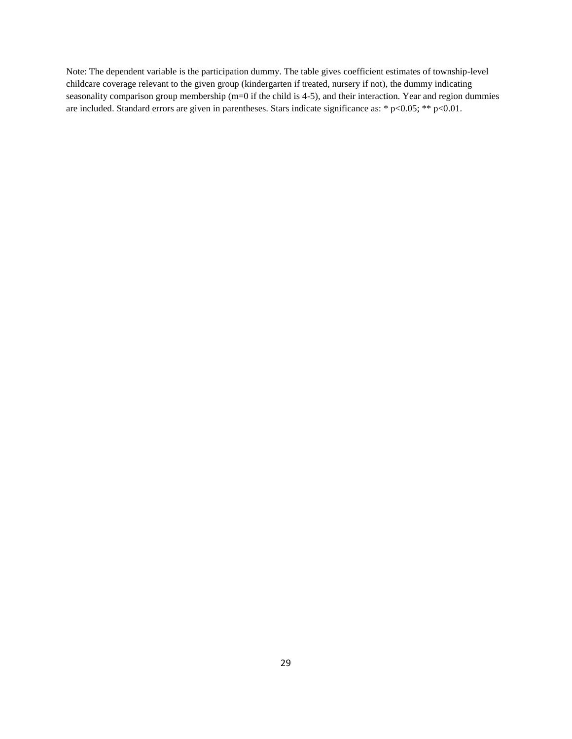Note: The dependent variable is the participation dummy. The table gives coefficient estimates of township-level childcare coverage relevant to the given group (kindergarten if treated, nursery if not), the dummy indicating seasonality comparison group membership (m=0 if the child is 4-5), and their interaction. Year and region dummies are included. Standard errors are given in parentheses. Stars indicate significance as: * p<0.05; ** p<0.01.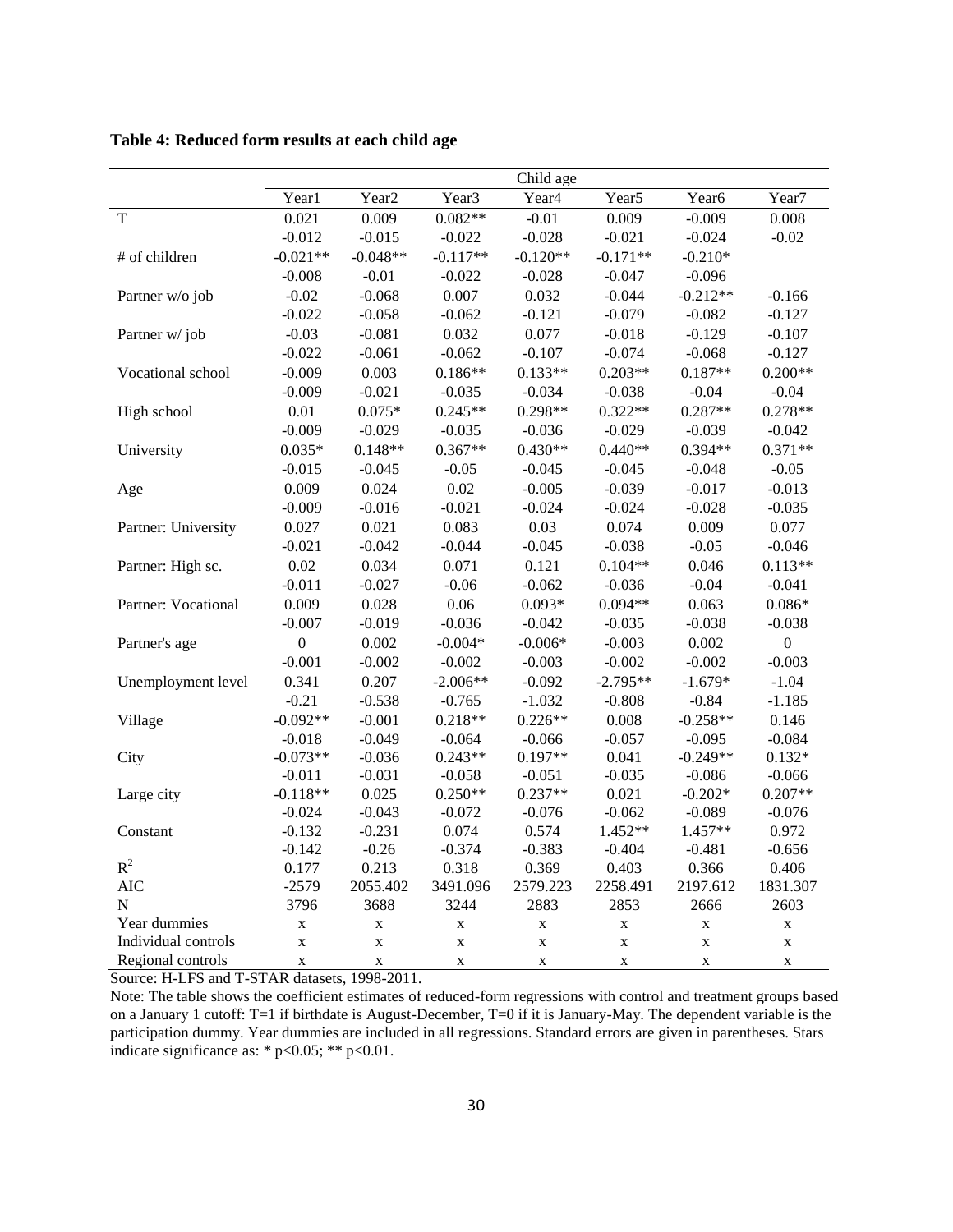**Table 4: Reduced form results at each child age**

| | Child age | | | | | | |
|---|---|---|---|---|---|---|---|
| | Year1 | Year2 | Year3 | Year4 | Year5 | Year6 | Year7 |
| T | 0.021 | 0.009 | 0.082** | -0.01 | 0.009 | -0.009 | 0.008 |
| | -0.012 | -0.015 | -0.022 | -0.028 | -0.021 | -0.024 | -0.02 |
| # of children | -0.021** | -0.048** | -0.117** | -0.120** | -0.171** | -0.210* | |
| | -0.008 | -0.01 | -0.022 | -0.028 | -0.047 | -0.096 | |
| Partner w/o job | -0.02 | -0.068 | 0.007 | 0.032 | -0.044 | -0.212** | -0.166 |
| | -0.022 | -0.058 | -0.062 | -0.121 | -0.079 | -0.082 | -0.127 |
| Partner w/ job | -0.03 | -0.081 | 0.032 | 0.077 | -0.018 | -0.129 | -0.107 |
| | -0.022 | -0.061 | -0.062 | -0.107 | -0.074 | -0.068 | -0.127 |
| Vocational school | -0.009 | 0.003 | 0.186** | 0.133** | 0.203** | 0.187** | 0.200** |
| | -0.009 | -0.021 | -0.035 | -0.034 | -0.038 | -0.04 | -0.04 |
| High school | 0.01 | 0.075* | 0.245** | 0.298** | 0.322** | 0.287** | 0.278** |
| | -0.009 | -0.029 | -0.035 | -0.036 | -0.029 | -0.039 | -0.042 |
| University | 0.035* | 0.148** | 0.367** | 0.430** | 0.440** | 0.394** | 0.371** |
| | -0.015 | -0.045 | -0.05 | -0.045 | -0.045 | -0.048 | -0.05 |
| Age | 0.009 | 0.024 | 0.02 | -0.005 | -0.039 | -0.017 | -0.013 |
| | -0.009 | -0.016 | -0.021 | -0.024 | -0.024 | -0.028 | -0.035 |
| Partner: University | 0.027 | 0.021 | 0.083 | 0.03 | 0.074 | 0.009 | 0.077 |
| | -0.021 | -0.042 | -0.044 | -0.045 | -0.038 | -0.05 | -0.046 |
| Partner: High sc. | 0.02 | 0.034 | 0.071 | 0.121 | 0.104** | 0.046 | 0.113** |
| | -0.011 | -0.027 | -0.06 | -0.062 | -0.036 | -0.04 | -0.041 |
| Partner: Vocational | 0.009 | 0.028 | 0.06 | 0.093* | 0.094** | 0.063 | 0.086* |
| | -0.007 | -0.019 | -0.036 | -0.042 | -0.035 | -0.038 | -0.038 |
| Partner's age | 0 | 0.002 | -0.004* | -0.006* | -0.003 | 0.002 | 0 |
| | -0.001 | -0.002 | -0.002 | -0.003 | -0.002 | -0.002 | -0.003 |
| Unemployment level | 0.341 | 0.207 | -2.006** | -0.092 | -2.795** | -1.679* | -1.04 |
| | -0.21 | -0.538 | -0.765 | -1.032 | -0.808 | -0.84 | -1.185 |
| Village | -0.092** | -0.001 | 0.218** | 0.226** | 0.008 | -0.258** | 0.146 |
| | -0.018 | -0.049 | -0.064 | -0.066 | -0.057 | -0.095 | -0.084 |
| City | -0.073** | -0.036 | 0.243** | 0.197** | 0.041 | -0.249** | 0.132* |
| | -0.011 | -0.031 | -0.058 | -0.051 | -0.035 | -0.086 | -0.066 |
| Large city | -0.118** | 0.025 | 0.250** | 0.237** | 0.021 | -0.202* | 0.207** |
| | -0.024 | -0.043 | -0.072 | -0.076 | -0.062 | -0.089 | -0.076 |
| Constant | -0.132 | -0.231 | 0.074 | 0.574 | 1.452** | 1.457** | 0.972 |
| | -0.142 | -0.26 | -0.374 | -0.383 | -0.404 | -0.481 | -0.656 |
| $R^2$ | 0.177 | 0.213 | 0.318 | 0.369 | 0.403 | 0.366 | 0.406 |
| AIC | -2579 | 2055.402 | 3491.096 | 2579.223 | 2258.491 | 2197.612 | 1831.307 |
| N | 3796 | 3688 | 3244 | 2883 | 2853 | 2666 | 2603 |
| Year dummies | x | x | x | x | x | x | x |
| Individual controls | x | x | x | x | x | x | x |
| Regional controls | x | x | x | x | x | x | x |

Source: H-LFS and T-STAR datasets, 1998-2011.

Note: The table shows the coefficient estimates of reduced-form regressions with control and treatment groups based on a January 1 cutoff: T=1 if birthdate is August-December, T=0 if it is January-May. The dependent variable is the participation dummy. Year dummies are included in all regressions. Standard errors are given in parentheses. Stars indicate significance as: * $p<0.05$; ** $p<0.01$.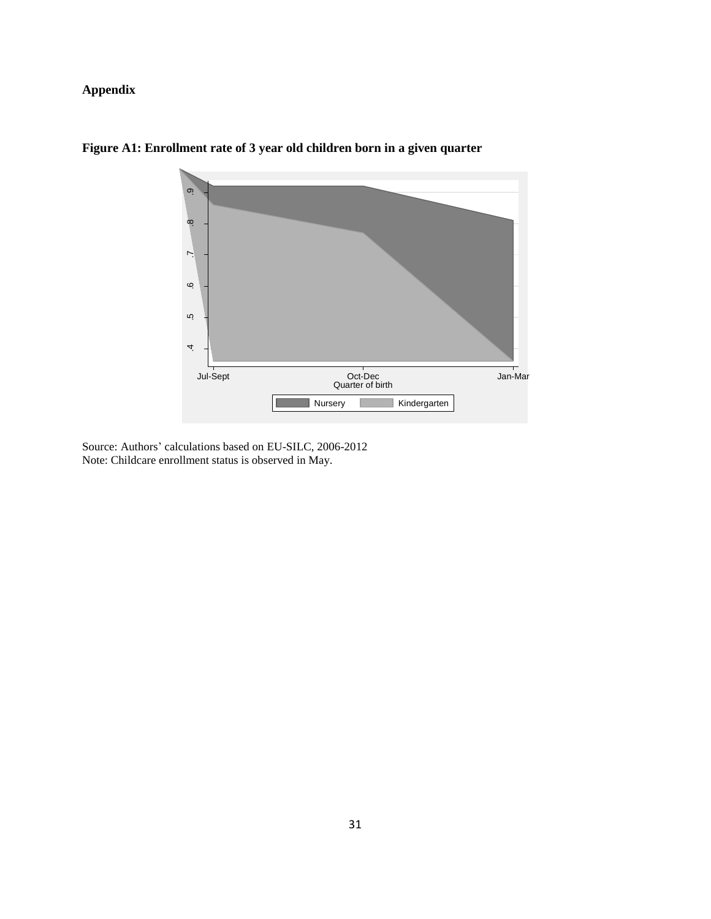## Appendix

**Figure A1: Enrollment rate of 3 year old children born in a given quarter**

Source: Authors' calculations based on EU-SILC, 2006-2012
Note: Childcare enrollment status is observed in May.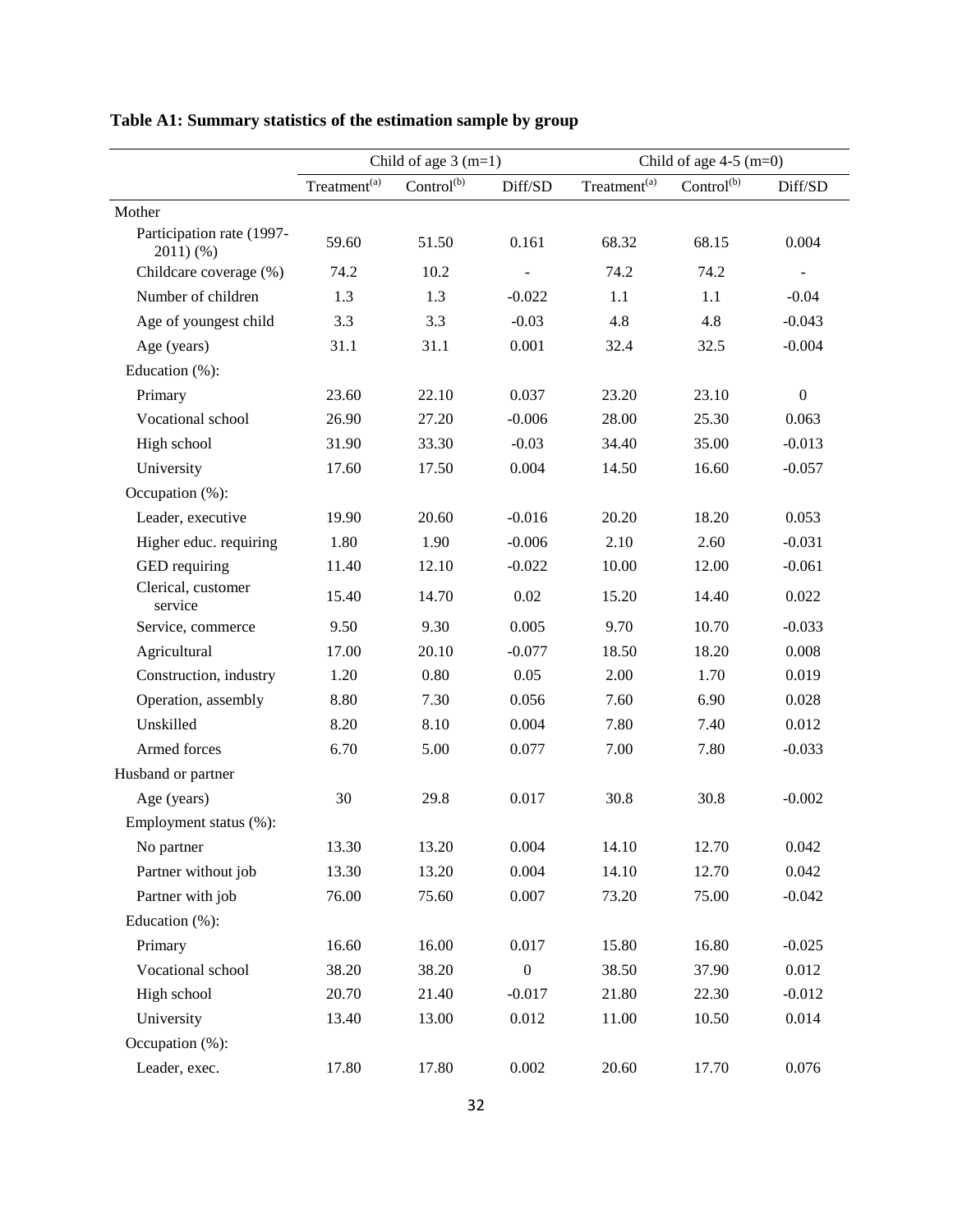**Table A1: Summary statistics of the estimation sample by group**

| | Child of age 3 (m=1) | | | Child of age 4-5 (m=0) | | |
|---|---|---|---|---|---|---|
| | Treatment[(a)] | Control[(b)] | Diff/SD | Treatment[(a)] | Control[(b)] | Diff/SD |
| Mother | | | | | | |
| Participation rate (1997-2011) (%) | 59.60 | 51.50 | 0.161 | 68.32 | 68.15 | 0.004 |
| Childcare coverage (%) | 74.2 | 10.2 | - | 74.2 | 74.2 | - |
| Number of children | 1.3 | 1.3 | -0.022 | 1.1 | 1.1 | -0.04 |
| Age of youngest child | 3.3 | 3.3 | -0.03 | 4.8 | 4.8 | -0.043 |
| Age (years) | 31.1 | 31.1 | 0.001 | 32.4 | 32.5 | -0.004 |
| Education (%): | | | | | | |
| Primary | 23.60 | 22.10 | 0.037 | 23.20 | 23.10 | 0 |
| Vocational school | 26.90 | 27.20 | -0.006 | 28.00 | 25.30 | 0.063 |
| High school | 31.90 | 33.30 | -0.03 | 34.40 | 35.00 | -0.013 |
| University | 17.60 | 17.50 | 0.004 | 14.50 | 16.60 | -0.057 |
| Occupation (%): | | | | | | |
| Leader, executive | 19.90 | 20.60 | -0.016 | 20.20 | 18.20 | 0.053 |
| Higher educ. requiring | 1.80 | 1.90 | -0.006 | 2.10 | 2.60 | -0.031 |
| GED requiring | 11.40 | 12.10 | -0.022 | 10.00 | 12.00 | -0.061 |
| Clerical, customer service | 15.40 | 14.70 | 0.02 | 15.20 | 14.40 | 0.022 |
| Service, commerce | 9.50 | 9.30 | 0.005 | 9.70 | 10.70 | -0.033 |
| Agricultural | 17.00 | 20.10 | -0.077 | 18.50 | 18.20 | 0.008 |
| Construction, industry | 1.20 | 0.80 | 0.05 | 2.00 | 1.70 | 0.019 |
| Operation, assembly | 8.80 | 7.30 | 0.056 | 7.60 | 6.90 | 0.028 |
| Unskilled | 8.20 | 8.10 | 0.004 | 7.80 | 7.40 | 0.012 |
| Armed forces | 6.70 | 5.00 | 0.077 | 7.00 | 7.80 | -0.033 |
| Husband or partner | | | | | | |
| Age (years) | 30 | 29.8 | 0.017 | 30.8 | 30.8 | -0.002 |
| Employment status (%): | | | | | | |
| No partner | 13.30 | 13.20 | 0.004 | 14.10 | 12.70 | 0.042 |
| Partner without job | 13.30 | 13.20 | 0.004 | 14.10 | 12.70 | 0.042 |
| Partner with job | 76.00 | 75.60 | 0.007 | 73.20 | 75.00 | -0.042 |
| Education (%): | | | | | | |
| Primary | 16.60 | 16.00 | 0.017 | 15.80 | 16.80 | -0.025 |
| Vocational school | 38.20 | 38.20 | 0 | 38.50 | 37.90 | 0.012 |
| High school | 20.70 | 21.40 | -0.017 | 21.80 | 22.30 | -0.012 |
| University | 13.40 | 13.00 | 0.012 | 11.00 | 10.50 | 0.014 |
| Occupation (%): | | | | | | |
| Leader, exec. | 17.80 | 17.80 | 0.002 | 20.60 | 17.70 | 0.076 |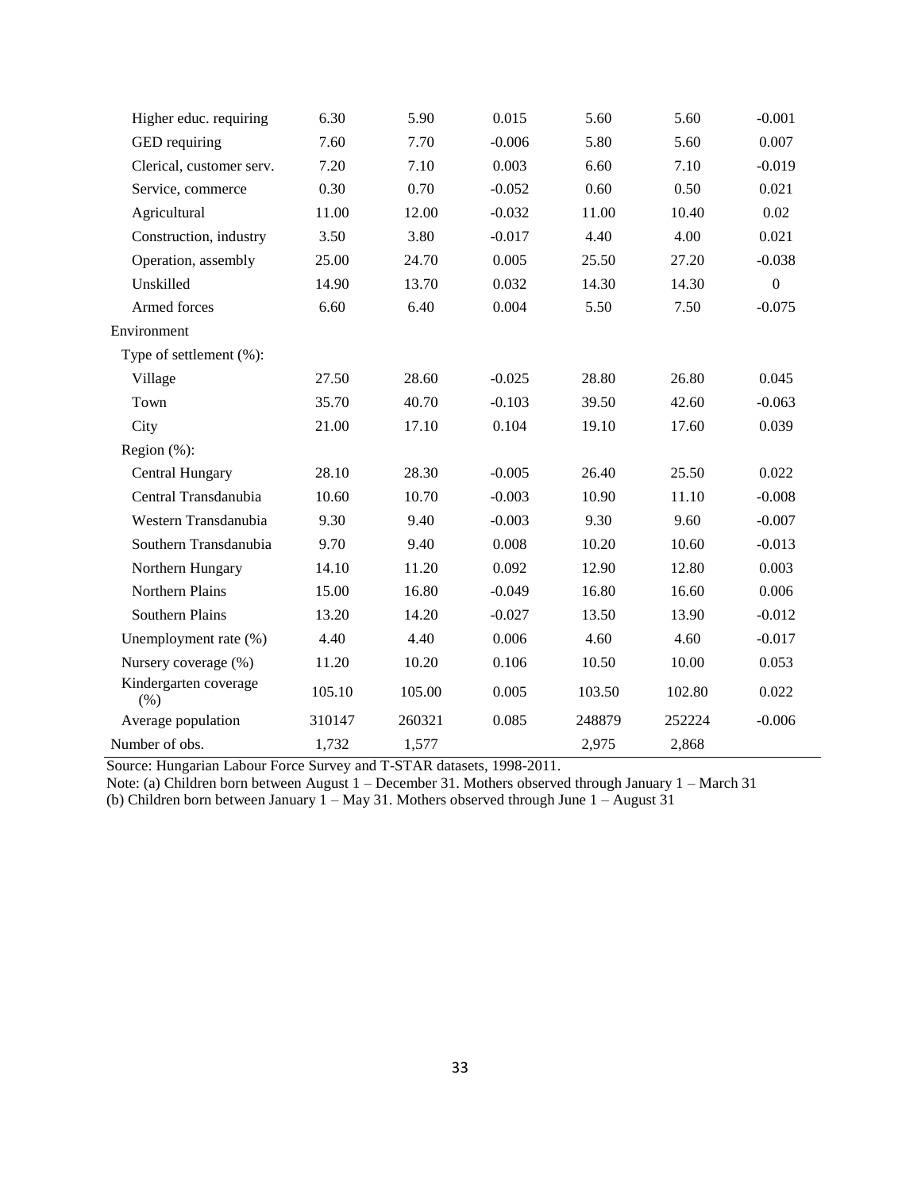| | | | | | | |
|---|---|---|---|---|---|---|
| Higher educ. requiring | 6.30 | 5.90 | 0.015 | 5.60 | 5.60 | -0.001 |
| GED requiring | 7.60 | 7.70 | -0.006 | 5.80 | 5.60 | 0.007 |
| Clerical, customer serv. | 7.20 | 7.10 | 0.003 | 6.60 | 7.10 | -0.019 |
| Service, commerce | 0.30 | 0.70 | -0.052 | 0.60 | 0.50 | 0.021 |
| Agricultural | 11.00 | 12.00 | -0.032 | 11.00 | 10.40 | 0.02 |
| Construction, industry | 3.50 | 3.80 | -0.017 | 4.40 | 4.00 | 0.021 |
| Operation, assembly | 25.00 | 24.70 | 0.005 | 25.50 | 27.20 | -0.038 |
| Unskilled | 14.90 | 13.70 | 0.032 | 14.30 | 14.30 | 0 |
| Armed forces | 6.60 | 6.40 | 0.004 | 5.50 | 7.50 | -0.075 |
| Environment | | | | | | |
| Type of settlement (%): | | | | | | |
| Village | 27.50 | 28.60 | -0.025 | 28.80 | 26.80 | 0.045 |
| Town | 35.70 | 40.70 | -0.103 | 39.50 | 42.60 | -0.063 |
| City | 21.00 | 17.10 | 0.104 | 19.10 | 17.60 | 0.039 |
| Region (%): | | | | | | |
| Central Hungary | 28.10 | 28.30 | -0.005 | 26.40 | 25.50 | 0.022 |
| Central Transdanubia | 10.60 | 10.70 | -0.003 | 10.90 | 11.10 | -0.008 |
| Western Transdanubia | 9.30 | 9.40 | -0.003 | 9.30 | 9.60 | -0.007 |
| Southern Transdanubia | 9.70 | 9.40 | 0.008 | 10.20 | 10.60 | -0.013 |
| Northern Hungary | 14.10 | 11.20 | 0.092 | 12.90 | 12.80 | 0.003 |
| Northern Plains | 15.00 | 16.80 | -0.049 | 16.80 | 16.60 | 0.006 |
| Southern Plains | 13.20 | 14.20 | -0.027 | 13.50 | 13.90 | -0.012 |
| Unemployment rate (%) | 4.40 | 4.40 | 0.006 | 4.60 | 4.60 | -0.017 |
| Nursery coverage (%) | 11.20 | 10.20 | 0.106 | 10.50 | 10.00 | 0.053 |
| Kindergarten coverage (%) | 105.10 | 105.00 | 0.005 | 103.50 | 102.80 | 0.022 |
| Average population | 310147 | 260321 | 0.085 | 248879 | 252224 | -0.006 |
| Number of obs. | 1,732 | 1,577 | | 2,975 | 2,868 | |

Source: Hungarian Labour Force Survey and T-STAR datasets, 1998-2011.

Note: (a) Children born between August 1 – December 31. Mothers observed through January 1 – March 31

(b) Children born between January 1 – May 31. Mothers observed through June 1 – August 31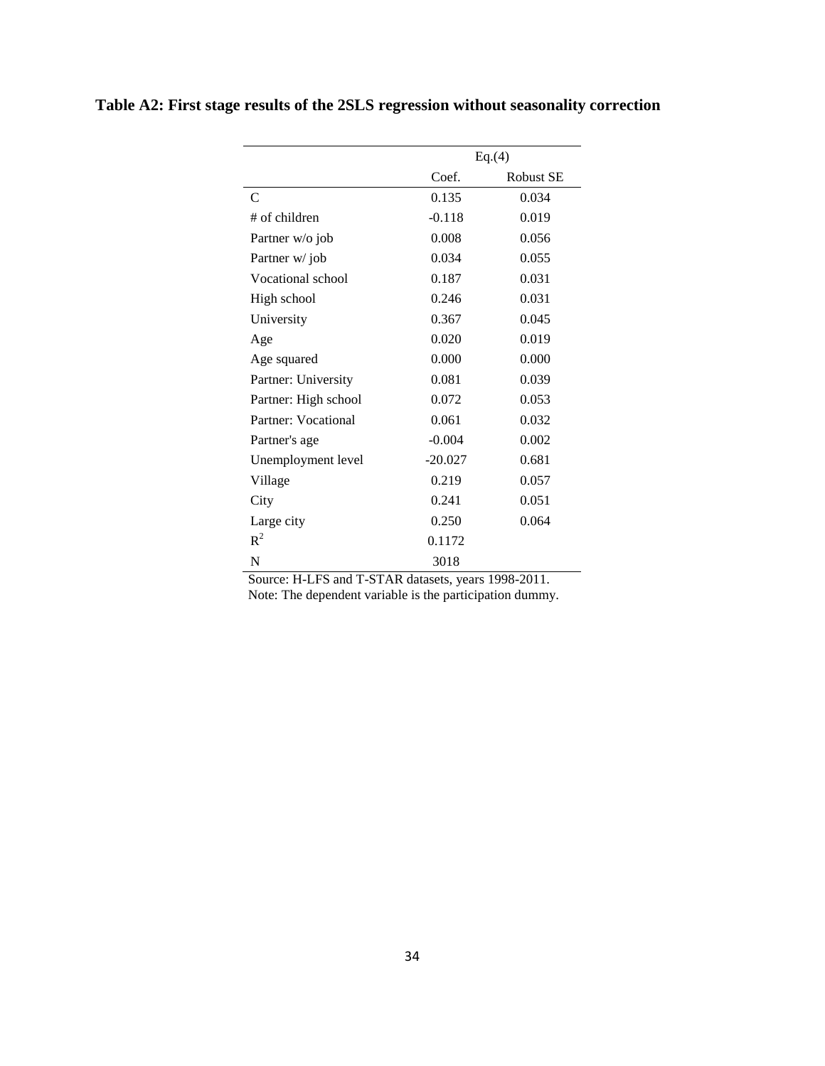**Table A2: First stage results of the 2SLS regression without seasonality correction**

| | Eq.(4) | |
|---|---|---|
| | Coef. | Robust SE |
| C | 0.135 | 0.034 |
| # of children | -0.118 | 0.019 |
| Partner w/o job | 0.008 | 0.056 |
| Partner w/ job | 0.034 | 0.055 |
| Vocational school | 0.187 | 0.031 |
| High school | 0.246 | 0.031 |
| University | 0.367 | 0.045 |
| Age | 0.020 | 0.019 |
| Age squared | 0.000 | 0.000 |
| Partner: University | 0.081 | 0.039 |
| Partner: High school | 0.072 | 0.053 |
| Partner: Vocational | 0.061 | 0.032 |
| Partner's age | -0.004 | 0.002 |
| Unemployment level | -20.027 | 0.681 |
| Village | 0.219 | 0.057 |
| City | 0.241 | 0.051 |
| Large city | 0.250 | 0.064 |
| $R^2$ | 0.1172 | |
| N | 3018 | |

Source: H-LFS and T-STAR datasets, years 1998-2011.
Note: The dependent variable is the participation dummy.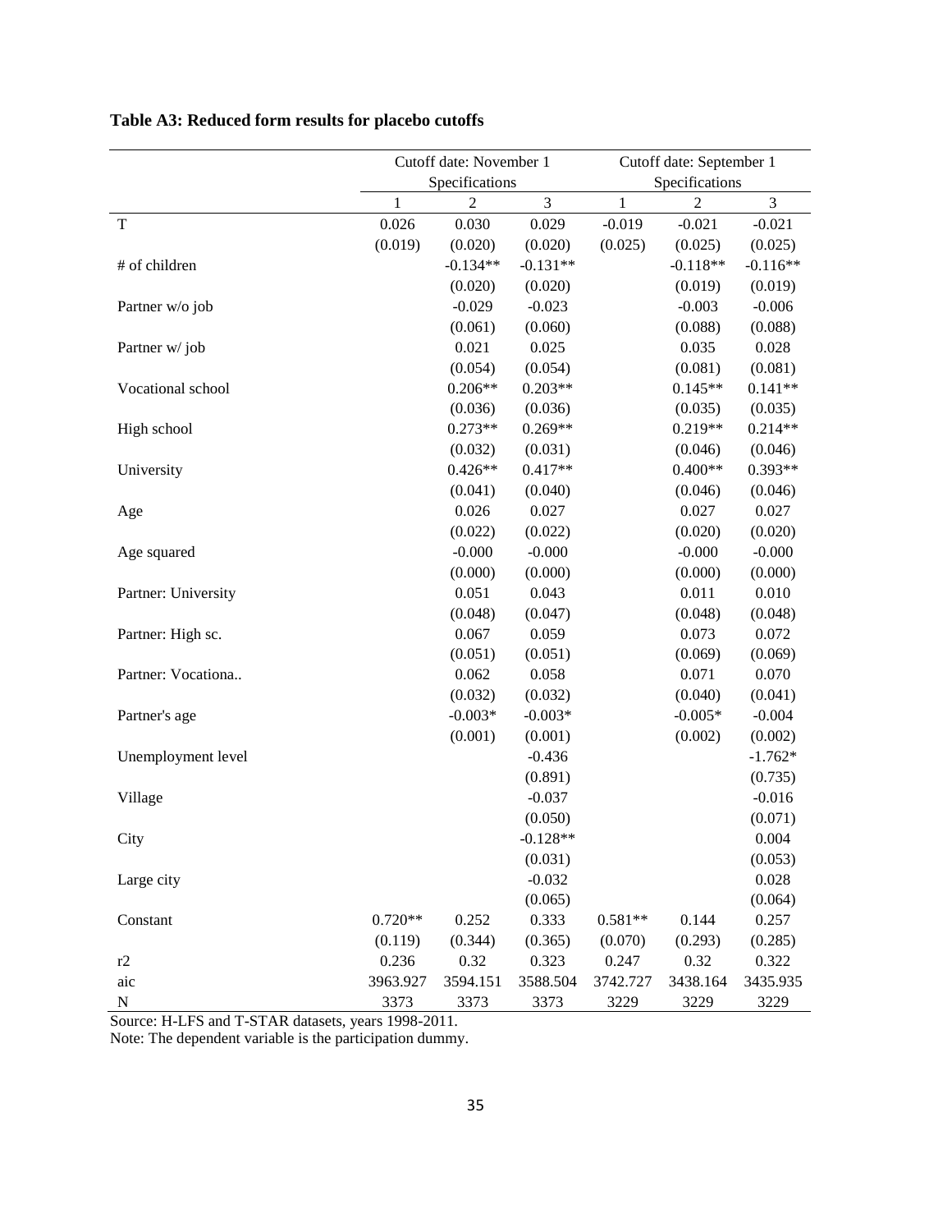**Table A3: Reduced form results for placebo cutoffs**

| | Cutoff date: November 1 Specifications | | | Cutoff date: September 1 Specifications | | |
|---|---|---|---|---|---|---|
| | 1 | 2 | 3 | 1 | 2 | 3 |
| T | 0.026 | 0.030 | 0.029 | -0.019 | -0.021 | -0.021 |
| | (0.019) | (0.020) | (0.020) | (0.025) | (0.025) | (0.025) |
| # of children | | -0.134** | -0.131** | | -0.118** | -0.116** |
| | | (0.020) | (0.020) | | (0.019) | (0.019) |
| Partner w/o job | | -0.029 | -0.023 | | -0.003 | -0.006 |
| | | (0.061) | (0.060) | | (0.088) | (0.088) |
| Partner w/ job | | 0.021 | 0.025 | | 0.035 | 0.028 |
| | | (0.054) | (0.054) | | (0.081) | (0.081) |
| Vocational school | | 0.206** | 0.203** | | 0.145** | 0.141** |
| | | (0.036) | (0.036) | | (0.035) | (0.035) |
| High school | | 0.273** | 0.269** | | 0.219** | 0.214** |
| | | (0.032) | (0.031) | | (0.046) | (0.046) |
| University | | 0.426** | 0.417** | | 0.400** | 0.393** |
| | | (0.041) | (0.040) | | (0.046) | (0.046) |
| Age | | 0.026 | 0.027 | | 0.027 | 0.027 |
| | | (0.022) | (0.022) | | (0.020) | (0.020) |
| Age squared | | -0.000 | -0.000 | | -0.000 | -0.000 |
| | | (0.000) | (0.000) | | (0.000) | (0.000) |
| Partner: University | | 0.051 | 0.043 | | 0.011 | 0.010 |
| | | (0.048) | (0.047) | | (0.048) | (0.048) |
| Partner: High sc. | | 0.067 | 0.059 | | 0.073 | 0.072 |
| | | (0.051) | (0.051) | | (0.069) | (0.069) |
| Partner: Vocationa.. | | 0.062 | 0.058 | | 0.071 | 0.070 |
| | | (0.032) | (0.032) | | (0.040) | (0.041) |
| Partner's age | | -0.003* | -0.003* | | -0.005* | -0.004 |
| | | (0.001) | (0.001) | | (0.002) | (0.002) |
| Unemployment level | | | -0.436 | | | -1.762* |
| | | | (0.891) | | | (0.735) |
| Village | | | -0.037 | | | -0.016 |
| | | | (0.050) | | | (0.071) |
| City | | | -0.128** | | | 0.004 |
| | | | (0.031) | | | (0.053) |
| Large city | | | -0.032 | | | 0.028 |
| | | | (0.065) | | | (0.064) |
| Constant | 0.720** | 0.252 | 0.333 | 0.581** | 0.144 | 0.257 |
| | (0.119) | (0.344) | (0.365) | (0.070) | (0.293) | (0.285) |
| r2 | 0.236 | 0.32 | 0.323 | 0.247 | 0.32 | 0.322 |
| aic | 3963.927 | 3594.151 | 3588.504 | 3742.727 | 3438.164 | 3435.935 |
| N | 3373 | 3373 | 3373 | 3229 | 3229 | 3229 |

Source: H-LFS and T-STAR datasets, years 1998-2011.

Note: The dependent variable is the participation dummy.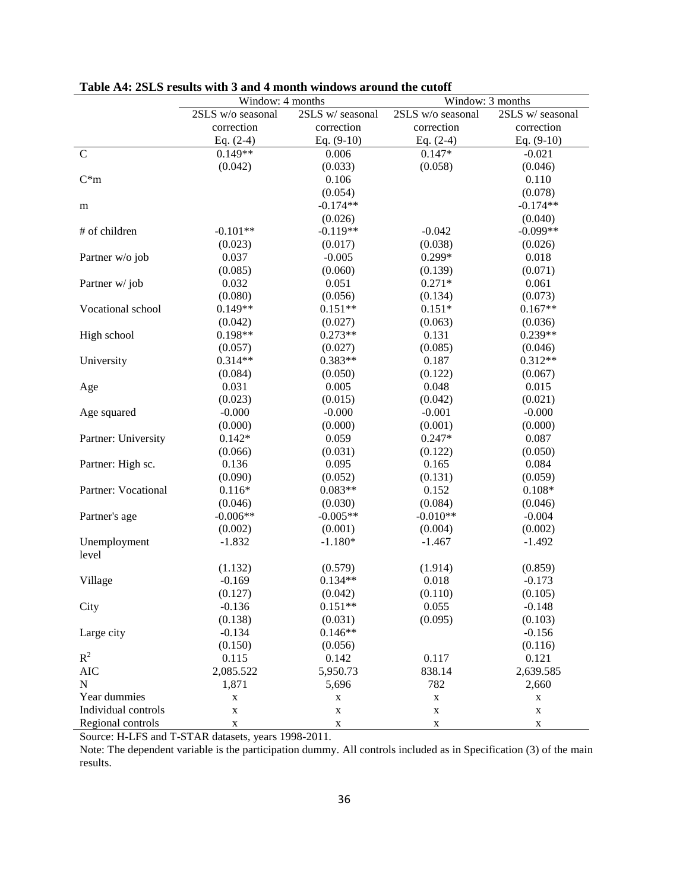**Table A4: 2SLS results with 3 and 4 month windows around the cutoff**

| | Window: 4 months | | Window: 3 months | |
|---|---|---|---|---|
| | 2SLS w/o seasonal correction Eq. (2-4) | 2SLS w/ seasonal correction Eq. (9-10) | 2SLS w/o seasonal correction Eq. (2-4) | 2SLS w/ seasonal correction Eq. (9-10) |
| C | 0.149** | 0.006 | 0.147* | -0.021 |
| | (0.042) | (0.033) | (0.058) | (0.046) |
| C*m | | 0.106 | | 0.110 |
| | | (0.054) | | (0.078) |
| m | | -0.174** | | -0.174** |
| | | (0.026) | | (0.040) |
| # of children | -0.101** | -0.119** | -0.042 | -0.099** |
| | (0.023) | (0.017) | (0.038) | (0.026) |
| Partner w/o job | 0.037 | -0.005 | 0.299* | 0.018 |
| | (0.085) | (0.060) | (0.139) | (0.071) |
| Partner w/ job | 0.032 | 0.051 | 0.271* | 0.061 |
| | (0.080) | (0.056) | (0.134) | (0.073) |
| Vocational school | 0.149** | 0.151** | 0.151* | 0.167** |
| | (0.042) | (0.027) | (0.063) | (0.036) |
| High school | 0.198** | 0.273** | 0.131 | 0.239** |
| | (0.057) | (0.027) | (0.085) | (0.046) |
| University | 0.314** | 0.383** | 0.187 | 0.312** |
| | (0.084) | (0.050) | (0.122) | (0.067) |
| Age | 0.031 | 0.005 | 0.048 | 0.015 |
| | (0.023) | (0.015) | (0.042) | (0.021) |
| Age squared | -0.000 | -0.000 | -0.001 | -0.000 |
| | (0.000) | (0.000) | (0.001) | (0.000) |
| Partner: University | 0.142* | 0.059 | 0.247* | 0.087 |
| | (0.066) | (0.031) | (0.122) | (0.050) |
| Partner: High sc. | 0.136 | 0.095 | 0.165 | 0.084 |
| | (0.090) | (0.052) | (0.131) | (0.059) |
| Partner: Vocational | 0.116* | 0.083** | 0.152 | 0.108* |
| | (0.046) | (0.030) | (0.084) | (0.046) |
| Partner's age | -0.006** | -0.005** | -0.010** | -0.004 |
| | (0.002) | (0.001) | (0.004) | (0.002) |
| Unemployment level | -1.832 | -1.180* | -1.467 | -1.492 |
| | (1.132) | (0.579) | (1.914) | (0.859) |
| Village | -0.169 | 0.134** | 0.018 | -0.173 |
| | (0.127) | (0.042) | (0.110) | (0.105) |
| City | -0.136 | 0.151** | 0.055 | -0.148 |
| | (0.138) | (0.031) | (0.095) | (0.103) |
| Large city | -0.134 | 0.146** | | -0.156 |
| | (0.150) | (0.056) | | (0.116) |
| $R^2$ | 0.115 | 0.142 | 0.117 | 0.121 |
| AIC | 2,085.522 | 5,950.73 | 838.14 | 2,639.585 |
| N | 1,871 | 5,696 | 782 | 2,660 |
| Year dummies | x | x | x | x |
| Individual controls | x | x | x | x |
| Regional controls | x | x | x | x |

Source: H-LFS and T-STAR datasets, years 1998-2011.

Note: The dependent variable is the participation dummy. All controls included as in Specification (3) of the main results.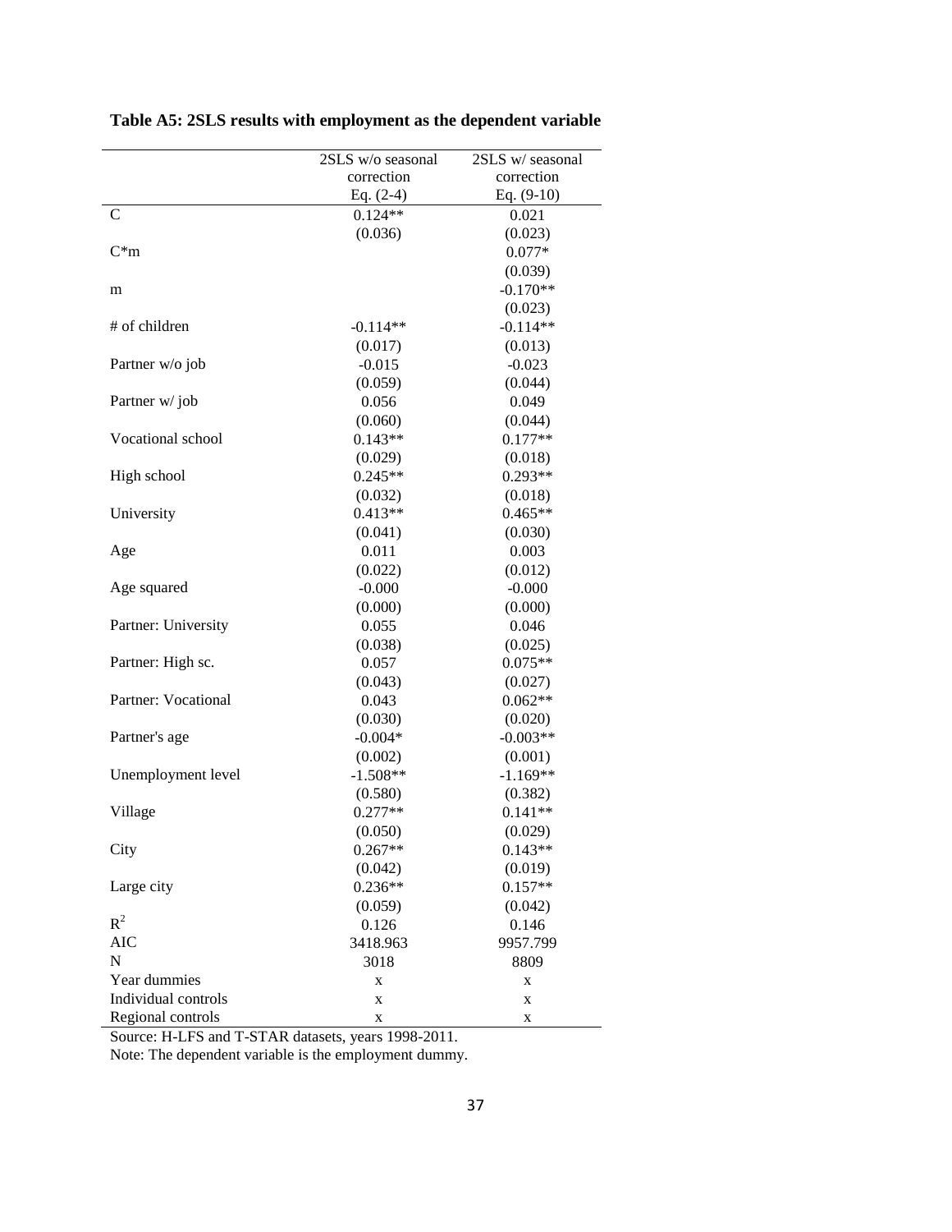**Table A5: 2SLS results with employment as the dependent variable**

| | 2SLS w/o seasonal correction Eq. (2-4) | 2SLS w/ seasonal correction Eq. (9-10) |
|---|---|---|
| C | 0.124** | 0.021 |
| | (0.036) | (0.023) |
| C*m | | 0.077* |
| | | (0.039) |
| m | | -0.170** |
| | | (0.023) |
| # of children | -0.114** | -0.114** |
| | (0.017) | (0.013) |
| Partner w/o job | -0.015 | -0.023 |
| | (0.059) | (0.044) |
| Partner w/ job | 0.056 | 0.049 |
| | (0.060) | (0.044) |
| Vocational school | 0.143** | 0.177** |
| | (0.029) | (0.018) |
| High school | 0.245** | 0.293** |
| | (0.032) | (0.018) |
| University | 0.413** | 0.465** |
| | (0.041) | (0.030) |
| Age | 0.011 | 0.003 |
| | (0.022) | (0.012) |
| Age squared | -0.000 | -0.000 |
| | (0.000) | (0.000) |
| Partner: University | 0.055 | 0.046 |
| | (0.038) | (0.025) |
| Partner: High sc. | 0.057 | 0.075** |
| | (0.043) | (0.027) |
| Partner: Vocational | 0.043 | 0.062** |
| | (0.030) | (0.020) |
| Partner's age | -0.004* | -0.003** |
| | (0.002) | (0.001) |
| Unemployment level | -1.508** | -1.169** |
| | (0.580) | (0.382) |
| Village | 0.277** | 0.141** |
| | (0.050) | (0.029) |
| City | 0.267** | 0.143** |
| | (0.042) | (0.019) |
| Large city | 0.236** | 0.157** |
| | (0.059) | (0.042) |
| $R^2$ | 0.126 | 0.146 |
| AIC | 3418.963 | 9957.799 |
| N | 3018 | 8809 |
| Year dummies | x | x |
| Individual controls | x | x |
| Regional controls | x | x |

Source: H-LFS and T-STAR datasets, years 1998-2011.

Note: The dependent variable is the employment dummy.